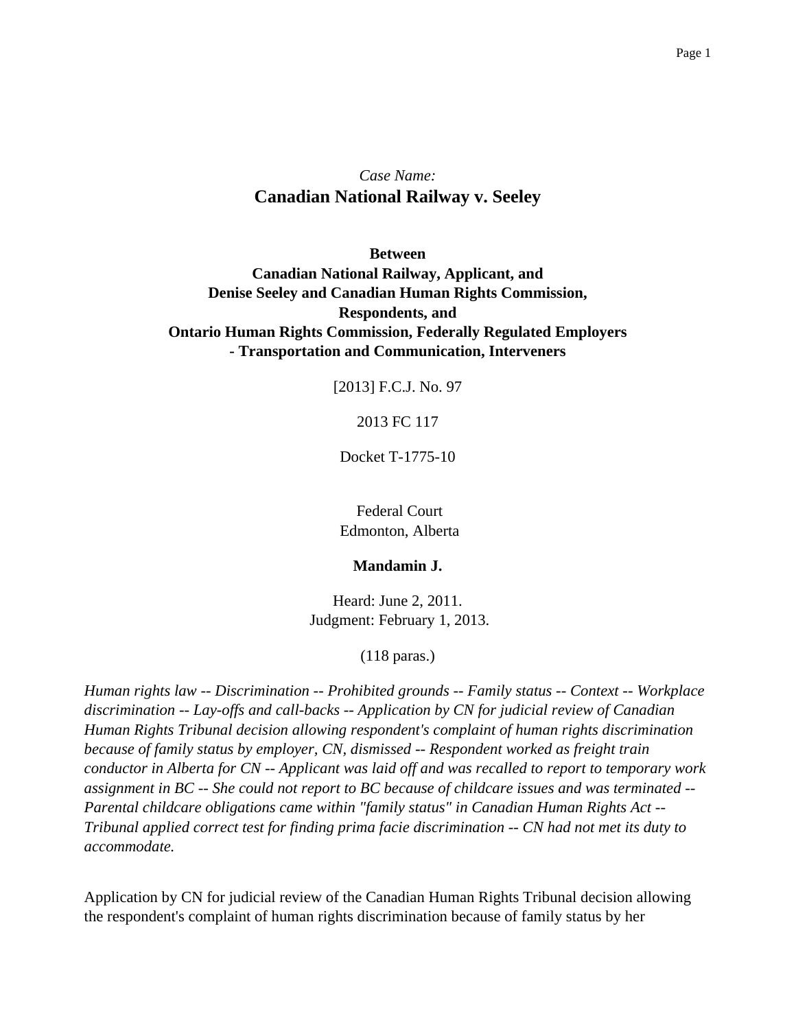*Case Name:*

# Canadian National Railway v. Seeley

**Between**
**Canadian National Railway, Applicant, and**
**Denise Seeley and Canadian Human Rights Commission, Respondents, and**
**Ontario Human Rights Commission, Federally Regulated Employers - Transportation and Communication, Interveners**

[2013] F.C.J. No. 97

2013 FC 117

Docket T-1775-10

Federal Court
Edmonton, Alberta

**Mandamin J.**

Heard: June 2, 2011.
Judgment: February 1, 2013.

(118 paras.)

*Human rights law -- Discrimination -- Prohibited grounds -- Family status -- Context -- Workplace discrimination -- Lay-offs and call-backs -- Application by CN for judicial review of Canadian Human Rights Tribunal decision allowing respondent's complaint of human rights discrimination because of family status by employer, CN, dismissed -- Respondent worked as freight train conductor in Alberta for CN -- Applicant was laid off and was recalled to report to temporary work assignment in BC -- She could not report to BC because of childcare issues and was terminated -- Parental childcare obligations came within "family status" in Canadian Human Rights Act -- Tribunal applied correct test for finding prima facie discrimination -- CN had not met its duty to accommodate.*

Application by CN for judicial review of the Canadian Human Rights Tribunal decision allowing the respondent's complaint of human rights discrimination because of family status by her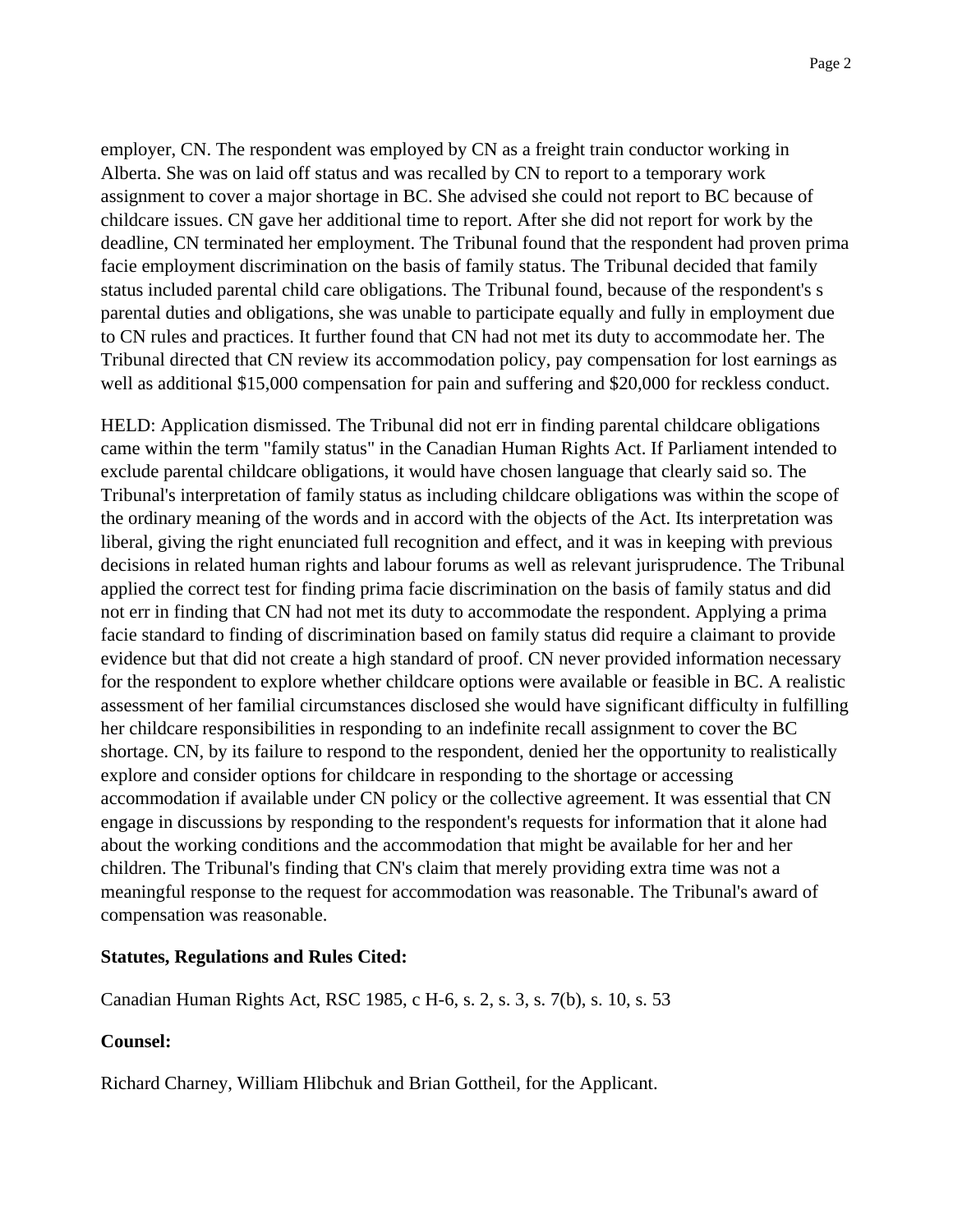employer, CN. The respondent was employed by CN as a freight train conductor working in Alberta. She was on laid off status and was recalled by CN to report to a temporary work assignment to cover a major shortage in BC. She advised she could not report to BC because of childcare issues. CN gave her additional time to report. After she did not report for work by the deadline, CN terminated her employment. The Tribunal found that the respondent had proven prima facie employment discrimination on the basis of family status. The Tribunal decided that family status included parental child care obligations. The Tribunal found, because of the respondent's s parental duties and obligations, she was unable to participate equally and fully in employment due to CN rules and practices. It further found that CN had not met its duty to accommodate her. The Tribunal directed that CN review its accommodation policy, pay compensation for lost earnings as well as additional $15,000 compensation for pain and suffering and $20,000 for reckless conduct.

HELD: Application dismissed. The Tribunal did not err in finding parental childcare obligations came within the term "family status" in the Canadian Human Rights Act. If Parliament intended to exclude parental childcare obligations, it would have chosen language that clearly said so. The Tribunal's interpretation of family status as including childcare obligations was within the scope of the ordinary meaning of the words and in accord with the objects of the Act. Its interpretation was liberal, giving the right enunciated full recognition and effect, and it was in keeping with previous decisions in related human rights and labour forums as well as relevant jurisprudence. The Tribunal applied the correct test for finding prima facie discrimination on the basis of family status and did not err in finding that CN had not met its duty to accommodate the respondent. Applying a prima facie standard to finding of discrimination based on family status did require a claimant to provide evidence but that did not create a high standard of proof. CN never provided information necessary for the respondent to explore whether childcare options were available or feasible in BC. A realistic assessment of her familial circumstances disclosed she would have significant difficulty in fulfilling her childcare responsibilities in responding to an indefinite recall assignment to cover the BC shortage. CN, by its failure to respond to the respondent, denied her the opportunity to realistically explore and consider options for childcare in responding to the shortage or accessing accommodation if available under CN policy or the collective agreement. It was essential that CN engage in discussions by responding to the respondent's requests for information that it alone had about the working conditions and the accommodation that might be available for her and her children. The Tribunal's finding that CN's claim that merely providing extra time was not a meaningful response to the request for accommodation was reasonable. The Tribunal's award of compensation was reasonable.

**Statutes, Regulations and Rules Cited:**

Canadian Human Rights Act, RSC 1985, c H-6, s. 2, s. 3, s. 7(b), s. 10, s. 53

**Counsel:**

Richard Charney, William Hlibchuk and Brian Gottheil, for the Applicant.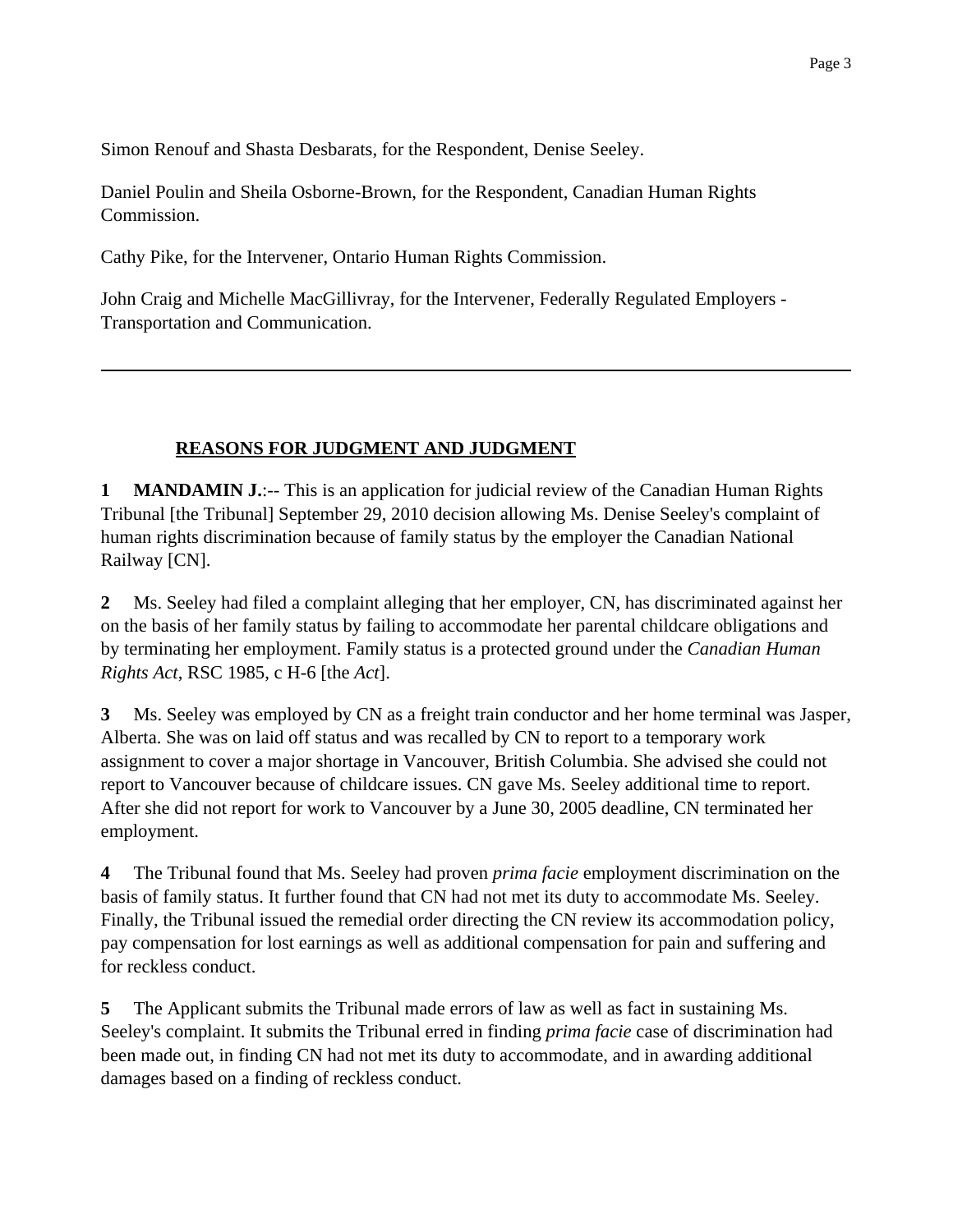Simon Renouf and Shasta Desbarats, for the Respondent, Denise Seeley.

Daniel Poulin and Sheila Osborne-Brown, for the Respondent, Canadian Human Rights Commission.

Cathy Pike, for the Intervener, Ontario Human Rights Commission.

John Craig and Michelle MacGillivray, for the Intervener, Federally Regulated Employers - Transportation and Communication.

---

## REASONS FOR JUDGMENT AND JUDGMENT

**1 MANDAMIN J.**:-- This is an application for judicial review of the Canadian Human Rights Tribunal [the Tribunal] September 29, 2010 decision allowing Ms. Denise Seeley's complaint of human rights discrimination because of family status by the employer the Canadian National Railway [CN].

**2** Ms. Seeley had filed a complaint alleging that her employer, CN, has discriminated against her on the basis of her family status by failing to accommodate her parental childcare obligations and by terminating her employment. Family status is a protected ground under the *Canadian Human Rights Act*, RSC 1985, c H-6 [the *Act*].

**3** Ms. Seeley was employed by CN as a freight train conductor and her home terminal was Jasper, Alberta. She was on laid off status and was recalled by CN to report to a temporary work assignment to cover a major shortage in Vancouver, British Columbia. She advised she could not report to Vancouver because of childcare issues. CN gave Ms. Seeley additional time to report. After she did not report for work to Vancouver by a June 30, 2005 deadline, CN terminated her employment.

**4** The Tribunal found that Ms. Seeley had proven *prima facie* employment discrimination on the basis of family status. It further found that CN had not met its duty to accommodate Ms. Seeley. Finally, the Tribunal issued the remedial order directing the CN review its accommodation policy, pay compensation for lost earnings as well as additional compensation for pain and suffering and for reckless conduct.

**5** The Applicant submits the Tribunal made errors of law as well as fact in sustaining Ms. Seeley's complaint. It submits the Tribunal erred in finding *prima facie* case of discrimination had been made out, in finding CN had not met its duty to accommodate, and in awarding additional damages based on a finding of reckless conduct.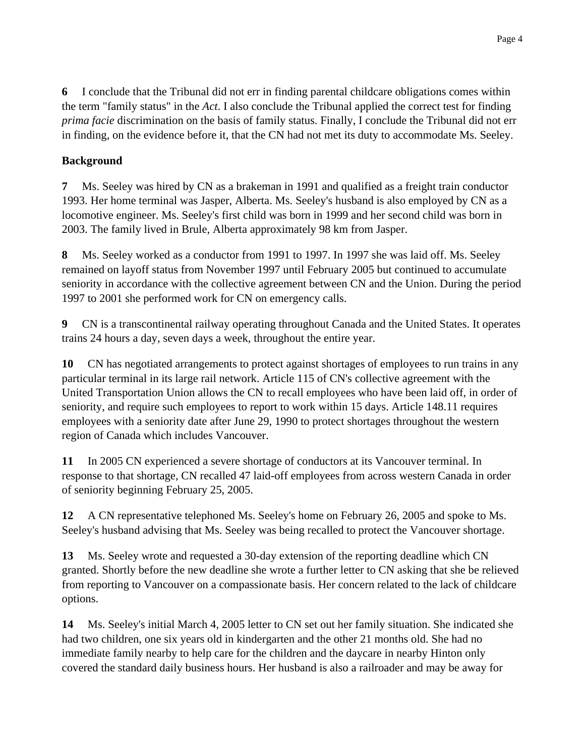**6** I conclude that the Tribunal did not err in finding parental childcare obligations comes within the term "family status" in the *Act*. I also conclude the Tribunal applied the correct test for finding *prima facie* discrimination on the basis of family status. Finally, I conclude the Tribunal did not err in finding, on the evidence before it, that the CN had not met its duty to accommodate Ms. Seeley.

**Background**

**7** Ms. Seeley was hired by CN as a brakeman in 1991 and qualified as a freight train conductor 1993. Her home terminal was Jasper, Alberta. Ms. Seeley's husband is also employed by CN as a locomotive engineer. Ms. Seeley's first child was born in 1999 and her second child was born in 2003. The family lived in Brule, Alberta approximately 98 km from Jasper.

**8** Ms. Seeley worked as a conductor from 1991 to 1997. In 1997 she was laid off. Ms. Seeley remained on layoff status from November 1997 until February 2005 but continued to accumulate seniority in accordance with the collective agreement between CN and the Union. During the period 1997 to 2001 she performed work for CN on emergency calls.

**9** CN is a transcontinental railway operating throughout Canada and the United States. It operates trains 24 hours a day, seven days a week, throughout the entire year.

**10** CN has negotiated arrangements to protect against shortages of employees to run trains in any particular terminal in its large rail network. Article 115 of CN's collective agreement with the United Transportation Union allows the CN to recall employees who have been laid off, in order of seniority, and require such employees to report to work within 15 days. Article 148.11 requires employees with a seniority date after June 29, 1990 to protect shortages throughout the western region of Canada which includes Vancouver.

**11** In 2005 CN experienced a severe shortage of conductors at its Vancouver terminal. In response to that shortage, CN recalled 47 laid-off employees from across western Canada in order of seniority beginning February 25, 2005.

**12** A CN representative telephoned Ms. Seeley's home on February 26, 2005 and spoke to Ms. Seeley's husband advising that Ms. Seeley was being recalled to protect the Vancouver shortage.

**13** Ms. Seeley wrote and requested a 30-day extension of the reporting deadline which CN granted. Shortly before the new deadline she wrote a further letter to CN asking that she be relieved from reporting to Vancouver on a compassionate basis. Her concern related to the lack of childcare options.

**14** Ms. Seeley's initial March 4, 2005 letter to CN set out her family situation. She indicated she had two children, one six years old in kindergarten and the other 21 months old. She had no immediate family nearby to help care for the children and the daycare in nearby Hinton only covered the standard daily business hours. Her husband is also a railroader and may be away for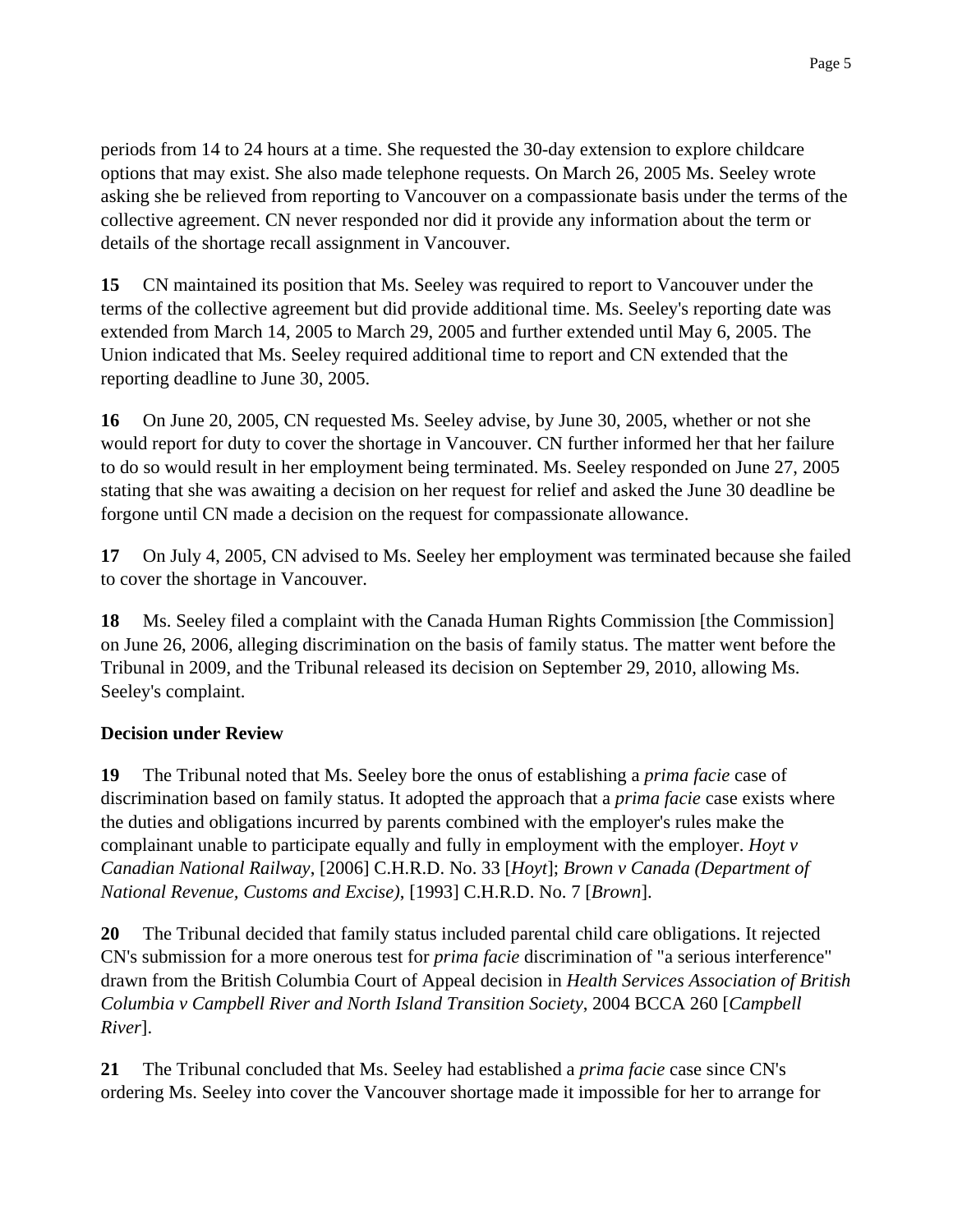periods from 14 to 24 hours at a time. She requested the 30-day extension to explore childcare options that may exist. She also made telephone requests. On March 26, 2005 Ms. Seeley wrote asking she be relieved from reporting to Vancouver on a compassionate basis under the terms of the collective agreement. CN never responded nor did it provide any information about the term or details of the shortage recall assignment in Vancouver.

**15** CN maintained its position that Ms. Seeley was required to report to Vancouver under the terms of the collective agreement but did provide additional time. Ms. Seeley's reporting date was extended from March 14, 2005 to March 29, 2005 and further extended until May 6, 2005. The Union indicated that Ms. Seeley required additional time to report and CN extended that the reporting deadline to June 30, 2005.

**16** On June 20, 2005, CN requested Ms. Seeley advise, by June 30, 2005, whether or not she would report for duty to cover the shortage in Vancouver. CN further informed her that her failure to do so would result in her employment being terminated. Ms. Seeley responded on June 27, 2005 stating that she was awaiting a decision on her request for relief and asked the June 30 deadline be forgone until CN made a decision on the request for compassionate allowance.

**17** On July 4, 2005, CN advised to Ms. Seeley her employment was terminated because she failed to cover the shortage in Vancouver.

**18** Ms. Seeley filed a complaint with the Canada Human Rights Commission [the Commission] on June 26, 2006, alleging discrimination on the basis of family status. The matter went before the Tribunal in 2009, and the Tribunal released its decision on September 29, 2010, allowing Ms. Seeley's complaint.

### Decision under Review

**19** The Tribunal noted that Ms. Seeley bore the onus of establishing a *prima facie* case of discrimination based on family status. It adopted the approach that a *prima facie* case exists where the duties and obligations incurred by parents combined with the employer's rules make the complainant unable to participate equally and fully in employment with the employer. *Hoyt v Canadian National Railway*, [2006] C.H.R.D. No. 33 [*Hoyt*]; *Brown v Canada (Department of National Revenue, Customs and Excise)*, [1993] C.H.R.D. No. 7 [*Brown*].

**20** The Tribunal decided that family status included parental child care obligations. It rejected CN's submission for a more onerous test for *prima facie* discrimination of "a serious interference" drawn from the British Columbia Court of Appeal decision in *Health Services Association of British Columbia v Campbell River and North Island Transition Society*, 2004 BCCA 260 [*Campbell River*].

**21** The Tribunal concluded that Ms. Seeley had established a *prima facie* case since CN's ordering Ms. Seeley into cover the Vancouver shortage made it impossible for her to arrange for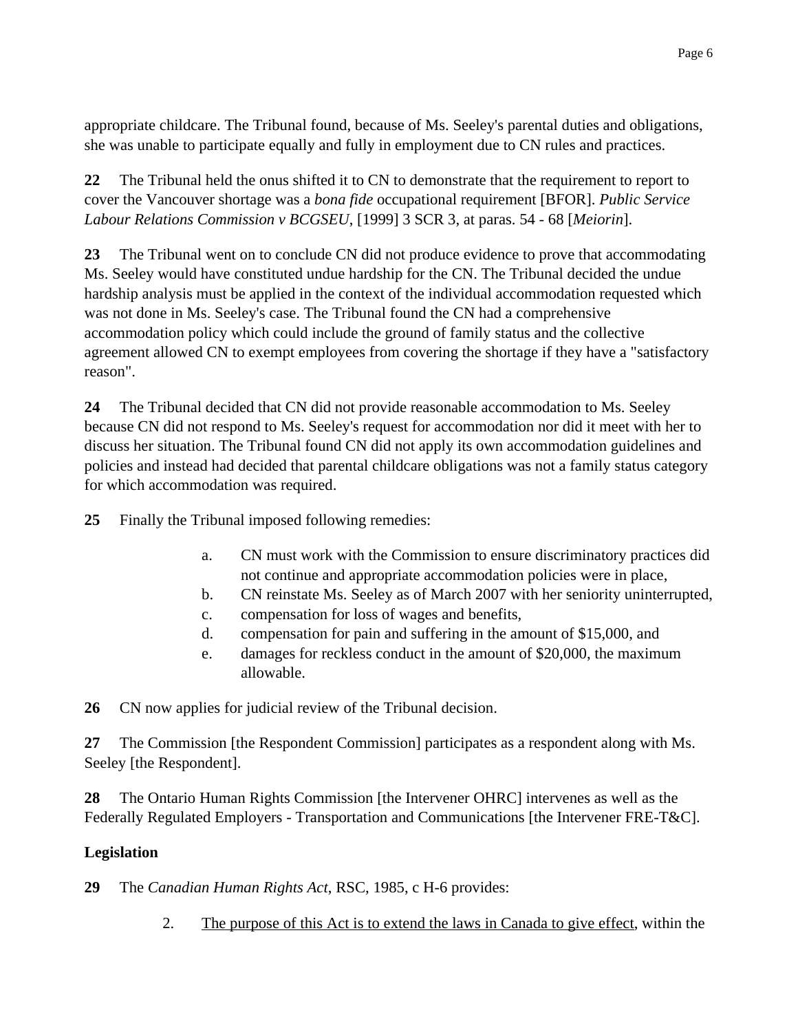appropriate childcare. The Tribunal found, because of Ms. Seeley's parental duties and obligations, she was unable to participate equally and fully in employment due to CN rules and practices.

**22** The Tribunal held the onus shifted it to CN to demonstrate that the requirement to report to cover the Vancouver shortage was a *bona fide* occupational requirement [BFOR]. *Public Service Labour Relations Commission v BCGSEU*, [1999] 3 SCR 3, at paras. 54 - 68 [*Meiorin*].

**23** The Tribunal went on to conclude CN did not produce evidence to prove that accommodating Ms. Seeley would have constituted undue hardship for the CN. The Tribunal decided the undue hardship analysis must be applied in the context of the individual accommodation requested which was not done in Ms. Seeley's case. The Tribunal found the CN had a comprehensive accommodation policy which could include the ground of family status and the collective agreement allowed CN to exempt employees from covering the shortage if they have a "satisfactory reason".

**24** The Tribunal decided that CN did not provide reasonable accommodation to Ms. Seeley because CN did not respond to Ms. Seeley's request for accommodation nor did it meet with her to discuss her situation. The Tribunal found CN did not apply its own accommodation guidelines and policies and instead had decided that parental childcare obligations was not a family status category for which accommodation was required.

**25** Finally the Tribunal imposed following remedies:

a. CN must work with the Commission to ensure discriminatory practices did not continue and appropriate accommodation policies were in place,
b. CN reinstate Ms. Seeley as of March 2007 with her seniority uninterrupted,
c. compensation for loss of wages and benefits,
d. compensation for pain and suffering in the amount of $15,000, and
e. damages for reckless conduct in the amount of $20,000, the maximum allowable.

**26** CN now applies for judicial review of the Tribunal decision.

**27** The Commission [the Respondent Commission] participates as a respondent along with Ms. Seeley [the Respondent].

**28** The Ontario Human Rights Commission [the Intervener OHRC] intervenes as well as the Federally Regulated Employers - Transportation and Communications [the Intervener FRE-T&C].

**Legislation**

**29** The *Canadian Human Rights Act*, RSC, 1985, c H-6 provides:

2. <u>The purpose of this Act is to extend the laws in Canada to give effect</u>, within the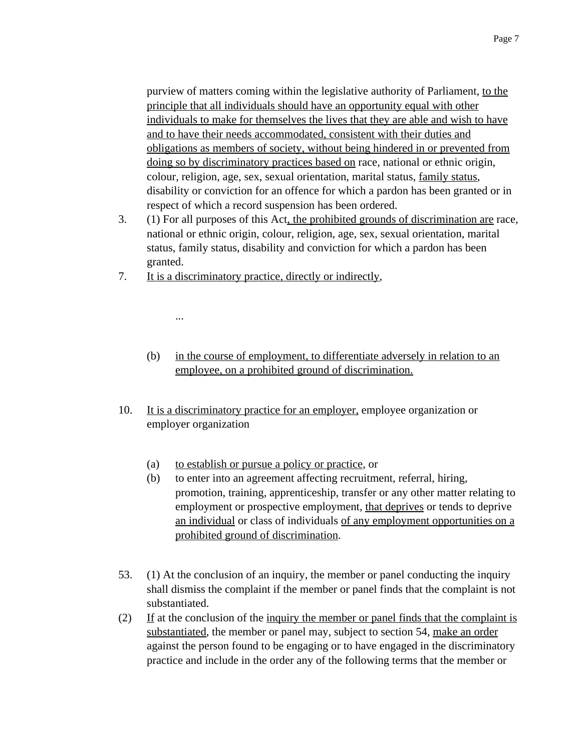purview of matters coming within the legislative authority of Parliament, <u>to the principle that all individuals should have an opportunity equal with other individuals to make for themselves the lives that they are able and wish to have and to have their needs accommodated, consistent with their duties and obligations as members of society, without being hindered in or prevented from doing so by discriminatory practices based on</u> race, national or ethnic origin, colour, religion, age, sex, sexual orientation, marital status, <u>family status</u>, disability or conviction for an offence for which a pardon has been granted or in respect of which a record suspension has been ordered.

3. (1) For all purposes of this Act<u>, the prohibited grounds of discrimination are</u> race, national or ethnic origin, colour, religion, age, sex, sexual orientation, marital status, family status, disability and conviction for which a pardon has been granted.

7. <u>It is a discriminatory practice, directly or indirectly</u>,

   ...

   (b) <u>in the course of employment, to differentiate adversely in relation to an employee, on a prohibited ground of discrimination.</u>

10. <u>It is a discriminatory practice for an employer,</u> employee organization or employer organization

   (a) <u>to establish or pursue a policy or practice</u>, or

   (b) to enter into an agreement affecting recruitment, referral, hiring, promotion, training, apprenticeship, transfer or any other matter relating to employment or prospective employment, <u>that deprives</u> or tends to deprive <u>an individual</u> or class of individuals <u>of any employment opportunities on a prohibited ground of discrimination</u>.

53. (1) At the conclusion of an inquiry, the member or panel conducting the inquiry shall dismiss the complaint if the member or panel finds that the complaint is not substantiated.

(2) <u>If</u> at the conclusion of the <u>inquiry the member or panel finds that the complaint is substantiated</u>, the member or panel may, subject to section 54, <u>make an order</u> against the person found to be engaging or to have engaged in the discriminatory practice and include in the order any of the following terms that the member or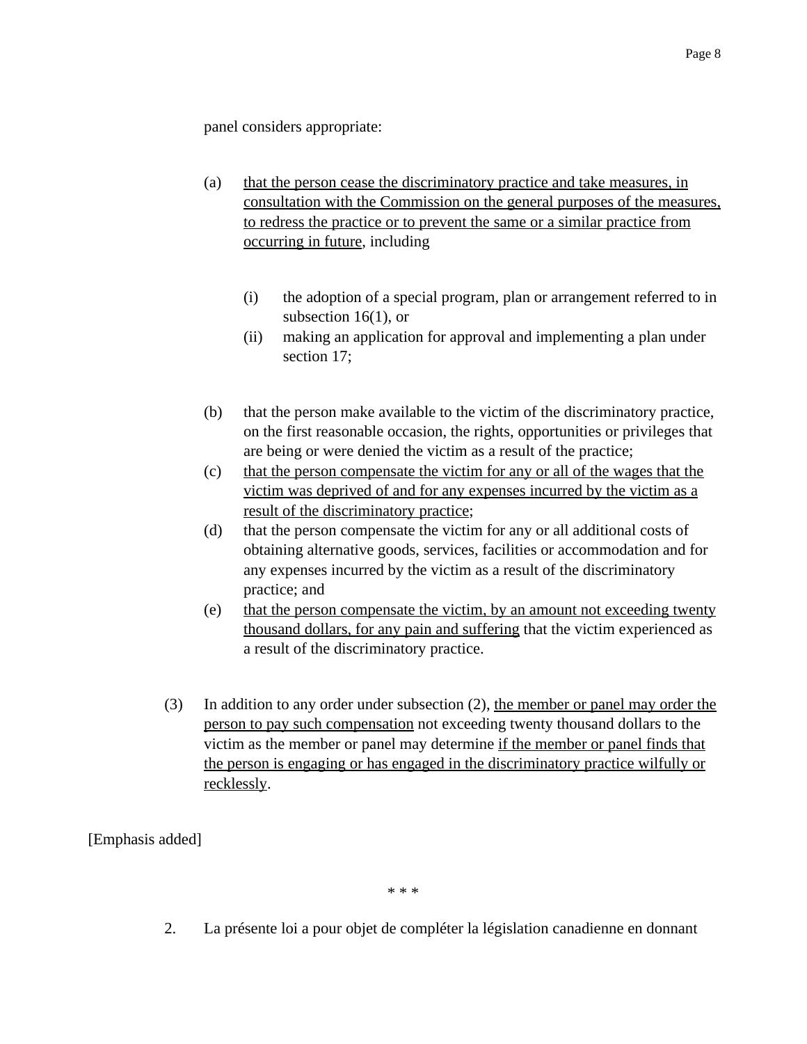panel considers appropriate:

(a) that the person cease the discriminatory practice and take measures, in consultation with the Commission on the general purposes of the measures, to redress the practice or to prevent the same or a similar practice from occurring in future, including

(i) the adoption of a special program, plan or arrangement referred to in subsection 16(1), or

(ii) making an application for approval and implementing a plan under section 17;

(b) that the person make available to the victim of the discriminatory practice, on the first reasonable occasion, the rights, opportunities or privileges that are being or were denied the victim as a result of the practice;

(c) that the person compensate the victim for any or all of the wages that the victim was deprived of and for any expenses incurred by the victim as a result of the discriminatory practice;

(d) that the person compensate the victim for any or all additional costs of obtaining alternative goods, services, facilities or accommodation and for any expenses incurred by the victim as a result of the discriminatory practice; and

(e) that the person compensate the victim, by an amount not exceeding twenty thousand dollars, for any pain and suffering that the victim experienced as a result of the discriminatory practice.

(3) In addition to any order under subsection (2), the member or panel may order the person to pay such compensation not exceeding twenty thousand dollars to the victim as the member or panel may determine if the member or panel finds that the person is engaging or has engaged in the discriminatory practice wilfully or recklessly.

[Emphasis added]

* * *

2. La présente loi a pour objet de compléter la législation canadienne en donnant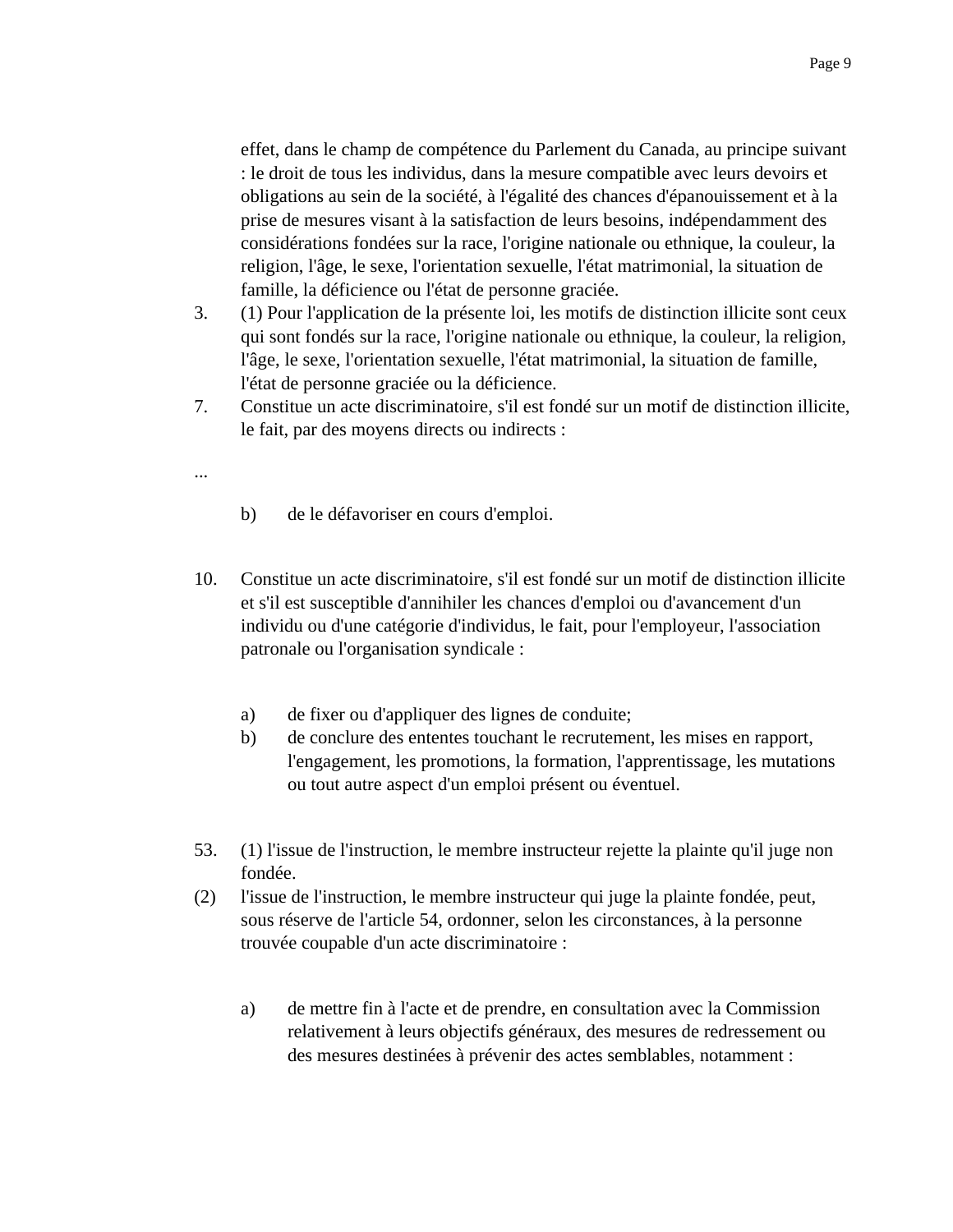effet, dans le champ de compétence du Parlement du Canada, au principe suivant : le droit de tous les individus, dans la mesure compatible avec leurs devoirs et obligations au sein de la société, à l'égalité des chances d'épanouissement et à la prise de mesures visant à la satisfaction de leurs besoins, indépendamment des considérations fondées sur la race, l'origine nationale ou ethnique, la couleur, la religion, l'âge, le sexe, l'orientation sexuelle, l'état matrimonial, la situation de famille, la déficience ou l'état de personne graciée.

3. (1) Pour l'application de la présente loi, les motifs de distinction illicite sont ceux qui sont fondés sur la race, l'origine nationale ou ethnique, la couleur, la religion, l'âge, le sexe, l'orientation sexuelle, l'état matrimonial, la situation de famille, l'état de personne graciée ou la déficience.

7. Constitue un acte discriminatoire, s'il est fondé sur un motif de distinction illicite, le fait, par des moyens directs ou indirects :

...

b) de le défavoriser en cours d'emploi.

10. Constitue un acte discriminatoire, s'il est fondé sur un motif de distinction illicite et s'il est susceptible d'annihiler les chances d'emploi ou d'avancement d'un individu ou d'une catégorie d'individus, le fait, pour l'employeur, l'association patronale ou l'organisation syndicale :

a) de fixer ou d'appliquer des lignes de conduite;
b) de conclure des ententes touchant le recrutement, les mises en rapport, l'engagement, les promotions, la formation, l'apprentissage, les mutations ou tout autre aspect d'un emploi présent ou éventuel.

53. (1) l'issue de l'instruction, le membre instructeur rejette la plainte qu'il juge non fondée.

(2) l'issue de l'instruction, le membre instructeur qui juge la plainte fondée, peut, sous réserve de l'article 54, ordonner, selon les circonstances, à la personne trouvée coupable d'un acte discriminatoire :

a) de mettre fin à l'acte et de prendre, en consultation avec la Commission relativement à leurs objectifs généraux, des mesures de redressement ou des mesures destinées à prévenir des actes semblables, notamment :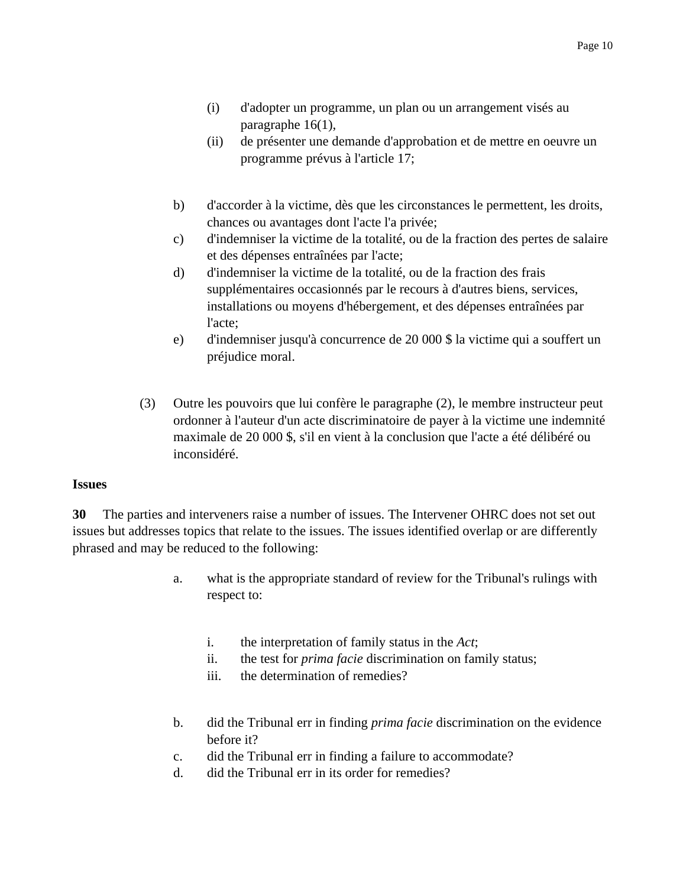(i) d'adopter un programme, un plan ou un arrangement visés au paragraphe 16(1),

(ii) de présenter une demande d'approbation et de mettre en oeuvre un programme prévus à l'article 17;

b) d'accorder à la victime, dès que les circonstances le permettent, les droits, chances ou avantages dont l'acte l'a privée;

c) d'indemniser la victime de la totalité, ou de la fraction des pertes de salaire et des dépenses entraînées par l'acte;

d) d'indemniser la victime de la totalité, ou de la fraction des frais supplémentaires occasionnés par le recours à d'autres biens, services, installations ou moyens d'hébergement, et des dépenses entraînées par l'acte;

e) d'indemniser jusqu'à concurrence de 20 000 $ la victime qui a souffert un préjudice moral.

(3) Outre les pouvoirs que lui confère le paragraphe (2), le membre instructeur peut ordonner à l'auteur d'un acte discriminatoire de payer à la victime une indemnité maximale de 20 000 $, s'il en vient à la conclusion que l'acte a été délibéré ou inconsidéré.

**Issues**

**30** The parties and interveners raise a number of issues. The Intervener OHRC does not set out issues but addresses topics that relate to the issues. The issues identified overlap or are differently phrased and may be reduced to the following:

a. what is the appropriate standard of review for the Tribunal's rulings with respect to:

  i. the interpretation of family status in the *Act*;
  ii. the test for *prima facie* discrimination on family status;
  iii. the determination of remedies?

b. did the Tribunal err in finding *prima facie* discrimination on the evidence before it?

c. did the Tribunal err in finding a failure to accommodate?

d. did the Tribunal err in its order for remedies?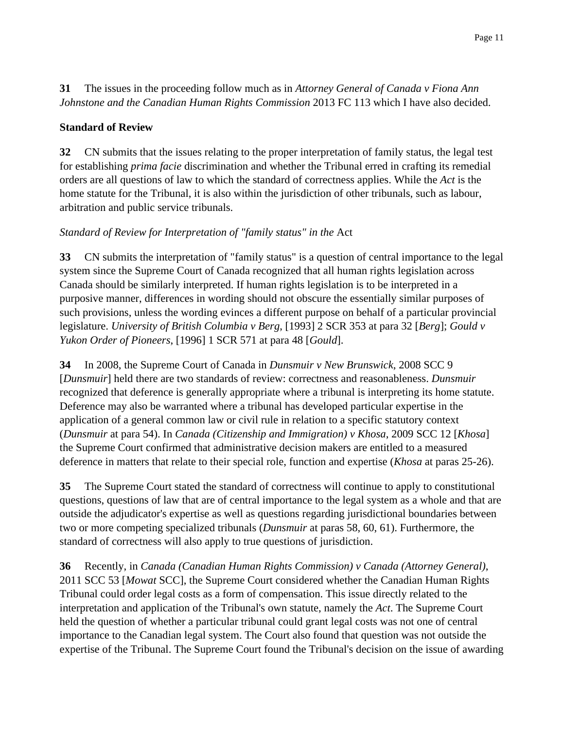**31** The issues in the proceeding follow much as in *Attorney General of Canada v Fiona Ann Johnstone and the Canadian Human Rights Commission* 2013 FC 113 which I have also decided.

**Standard of Review**

**32** CN submits that the issues relating to the proper interpretation of family status, the legal test for establishing *prima facie* discrimination and whether the Tribunal erred in crafting its remedial orders are all questions of law to which the standard of correctness applies. While the *Act* is the home statute for the Tribunal, it is also within the jurisdiction of other tribunals, such as labour, arbitration and public service tribunals.

*Standard of Review for Interpretation of "family status" in the* Act

**33** CN submits the interpretation of "family status" is a question of central importance to the legal system since the Supreme Court of Canada recognized that all human rights legislation across Canada should be similarly interpreted. If human rights legislation is to be interpreted in a purposive manner, differences in wording should not obscure the essentially similar purposes of such provisions, unless the wording evinces a different purpose on behalf of a particular provincial legislature. *University of British Columbia v Berg*, [1993] 2 SCR 353 at para 32 [*Berg*]; *Gould v Yukon Order of Pioneers*, [1996] 1 SCR 571 at para 48 [*Gould*].

**34** In 2008, the Supreme Court of Canada in *Dunsmuir v New Brunswick*, 2008 SCC 9 [*Dunsmuir*] held there are two standards of review: correctness and reasonableness. *Dunsmuir* recognized that deference is generally appropriate where a tribunal is interpreting its home statute. Deference may also be warranted where a tribunal has developed particular expertise in the application of a general common law or civil rule in relation to a specific statutory context (*Dunsmuir* at para 54). In *Canada (Citizenship and Immigration) v Khosa*, 2009 SCC 12 [*Khosa*] the Supreme Court confirmed that administrative decision makers are entitled to a measured deference in matters that relate to their special role, function and expertise (*Khosa* at paras 25-26).

**35** The Supreme Court stated the standard of correctness will continue to apply to constitutional questions, questions of law that are of central importance to the legal system as a whole and that are outside the adjudicator's expertise as well as questions regarding jurisdictional boundaries between two or more competing specialized tribunals (*Dunsmuir* at paras 58, 60, 61). Furthermore, the standard of correctness will also apply to true questions of jurisdiction.

**36** Recently, in *Canada (Canadian Human Rights Commission) v Canada (Attorney General)*, 2011 SCC 53 [*Mowat* SCC], the Supreme Court considered whether the Canadian Human Rights Tribunal could order legal costs as a form of compensation. This issue directly related to the interpretation and application of the Tribunal's own statute, namely the *Act*. The Supreme Court held the question of whether a particular tribunal could grant legal costs was not one of central importance to the Canadian legal system. The Court also found that question was not outside the expertise of the Tribunal. The Supreme Court found the Tribunal's decision on the issue of awarding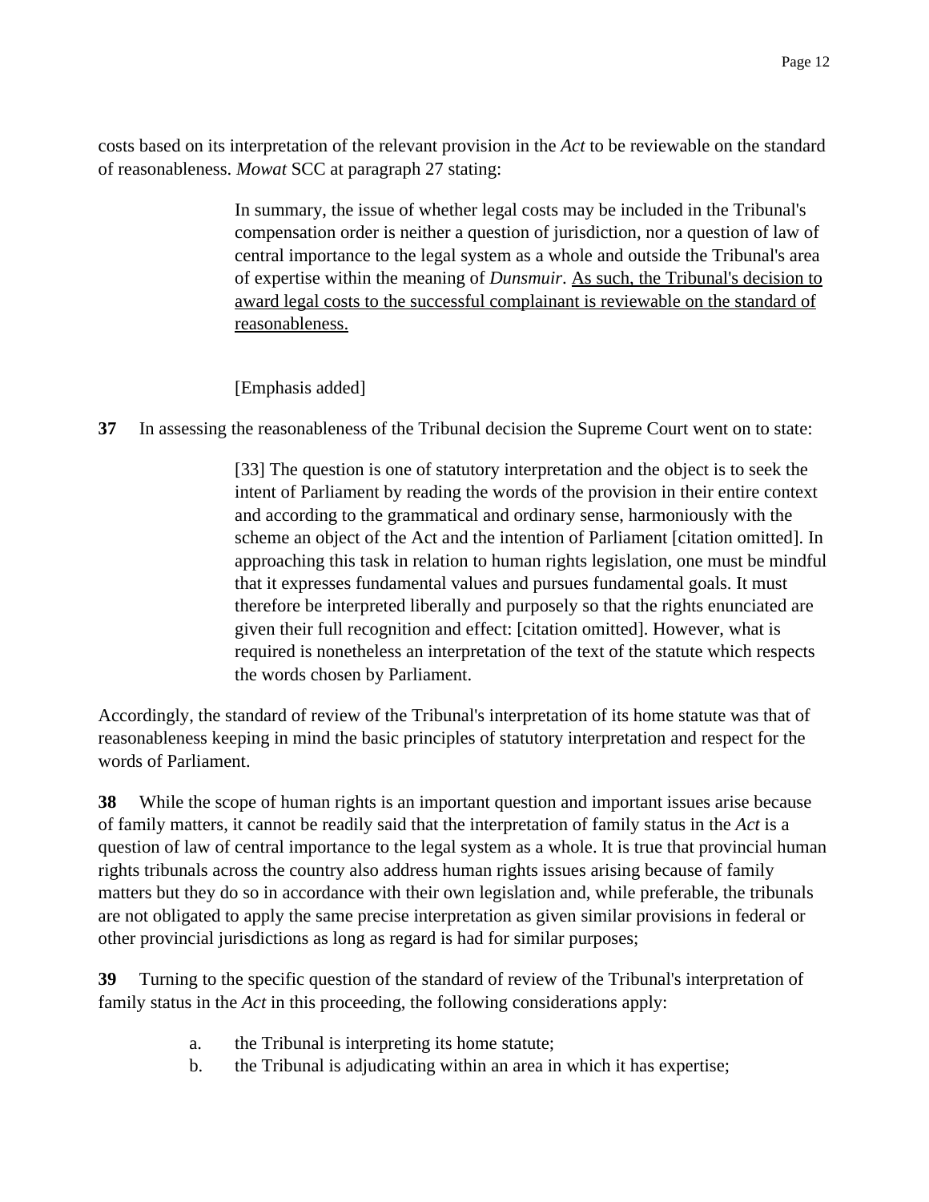costs based on its interpretation of the relevant provision in the *Act* to be reviewable on the standard of reasonableness. *Mowat* SCC at paragraph 27 stating:

> In summary, the issue of whether legal costs may be included in the Tribunal's compensation order is neither a question of jurisdiction, nor a question of law of central importance to the legal system as a whole and outside the Tribunal's area of expertise within the meaning of *Dunsmuir*. <u>As such, the Tribunal's decision to award legal costs to the successful complainant is reviewable on the standard of reasonableness.</u>
>
> [Emphasis added]

**37** In assessing the reasonableness of the Tribunal decision the Supreme Court went on to state:

> [33] The question is one of statutory interpretation and the object is to seek the intent of Parliament by reading the words of the provision in their entire context and according to the grammatical and ordinary sense, harmoniously with the scheme an object of the Act and the intention of Parliament [citation omitted]. In approaching this task in relation to human rights legislation, one must be mindful that it expresses fundamental values and pursues fundamental goals. It must therefore be interpreted liberally and purposely so that the rights enunciated are given their full recognition and effect: [citation omitted]. However, what is required is nonetheless an interpretation of the text of the statute which respects the words chosen by Parliament.

Accordingly, the standard of review of the Tribunal's interpretation of its home statute was that of reasonableness keeping in mind the basic principles of statutory interpretation and respect for the words of Parliament.

**38** While the scope of human rights is an important question and important issues arise because of family matters, it cannot be readily said that the interpretation of family status in the *Act* is a question of law of central importance to the legal system as a whole. It is true that provincial human rights tribunals across the country also address human rights issues arising because of family matters but they do so in accordance with their own legislation and, while preferable, the tribunals are not obligated to apply the same precise interpretation as given similar provisions in federal or other provincial jurisdictions as long as regard is had for similar purposes;

**39** Turning to the specific question of the standard of review of the Tribunal's interpretation of family status in the *Act* in this proceeding, the following considerations apply:

a. the Tribunal is interpreting its home statute;
b. the Tribunal is adjudicating within an area in which it has expertise;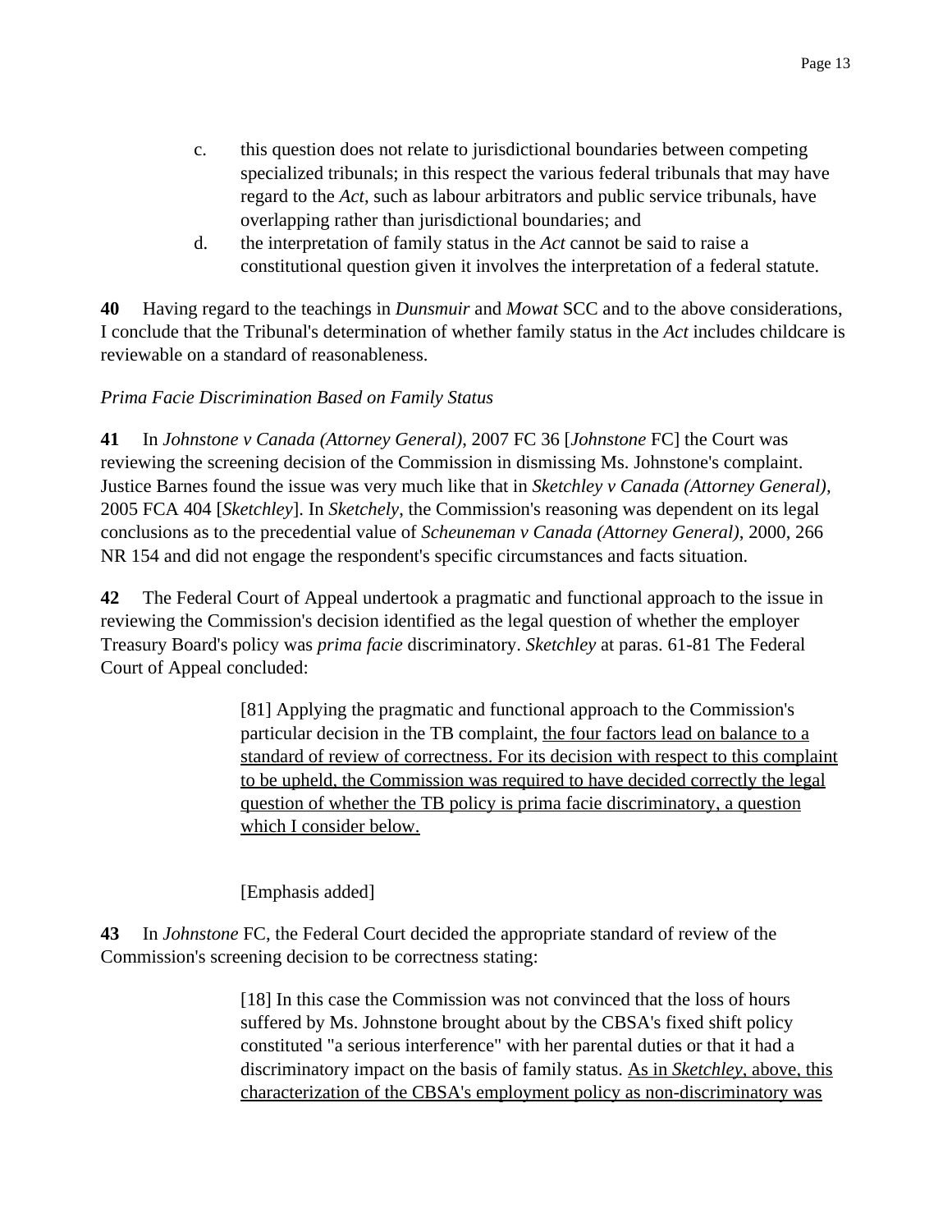c. this question does not relate to jurisdictional boundaries between competing specialized tribunals; in this respect the various federal tribunals that may have regard to the *Act*, such as labour arbitrators and public service tribunals, have overlapping rather than jurisdictional boundaries; and

d. the interpretation of family status in the *Act* cannot be said to raise a constitutional question given it involves the interpretation of a federal statute.

**40** Having regard to the teachings in *Dunsmuir* and *Mowat* SCC and to the above considerations, I conclude that the Tribunal's determination of whether family status in the *Act* includes childcare is reviewable on a standard of reasonableness.

*Prima Facie Discrimination Based on Family Status*

**41** In *Johnstone v Canada (Attorney General)*, 2007 FC 36 [*Johnstone* FC] the Court was reviewing the screening decision of the Commission in dismissing Ms. Johnstone's complaint. Justice Barnes found the issue was very much like that in *Sketchley v Canada (Attorney General),* 2005 FCA 404 [*Sketchley*]. In *Sketchely*, the Commission's reasoning was dependent on its legal conclusions as to the precedential value of *Scheuneman v Canada (Attorney General),* 2000, 266 NR 154 and did not engage the respondent's specific circumstances and facts situation.

**42** The Federal Court of Appeal undertook a pragmatic and functional approach to the issue in reviewing the Commission's decision identified as the legal question of whether the employer Treasury Board's policy was *prima facie* discriminatory. *Sketchley* at paras. 61-81 The Federal Court of Appeal concluded:

> [81] Applying the pragmatic and functional approach to the Commission's particular decision in the TB complaint, <u>the four factors lead on balance to a standard of review of correctness. For its decision with respect to this complaint to be upheld, the Commission was required to have decided correctly the legal question of whether the TB policy is prima facie discriminatory, a question which I consider below.</u>
>
> [Emphasis added]

**43** In *Johnstone* FC, the Federal Court decided the appropriate standard of review of the Commission's screening decision to be correctness stating:

> [18] In this case the Commission was not convinced that the loss of hours suffered by Ms. Johnstone brought about by the CBSA's fixed shift policy constituted "a serious interference" with her parental duties or that it had a discriminatory impact on the basis of family status. <u>As in *Sketchley*, above, this characterization of the CBSA's employment policy as non-discriminatory was</u>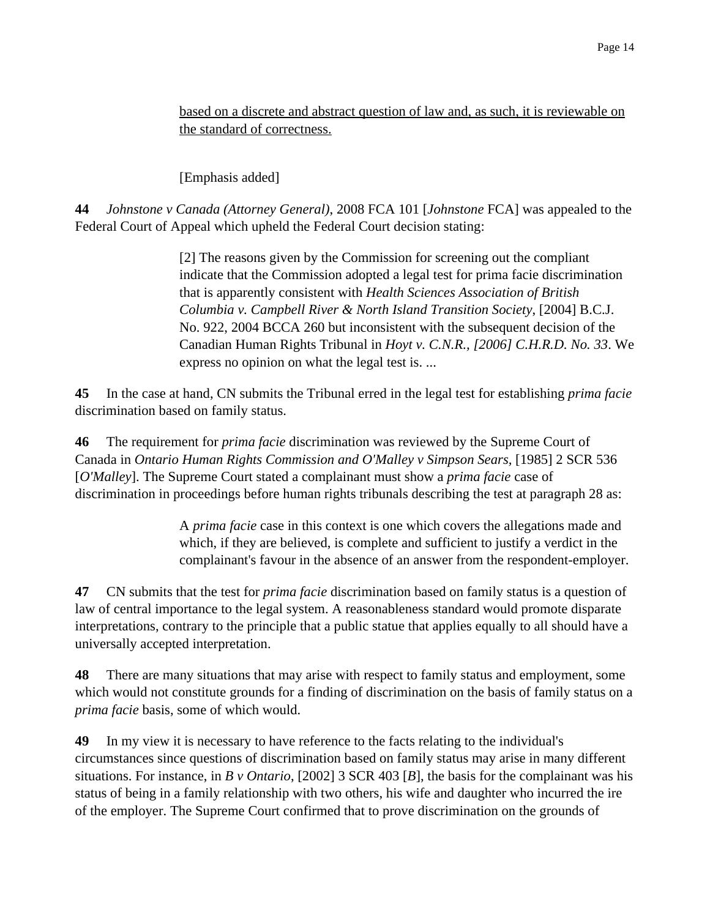<u>based on a discrete and abstract question of law and, as such, it is reviewable on the standard of correctness.</u>

> [Emphasis added]

**44** *Johnstone v Canada (Attorney General)*, 2008 FCA 101 [*Johnstone* FCA] was appealed to the Federal Court of Appeal which upheld the Federal Court decision stating:

> [2] The reasons given by the Commission for screening out the compliant indicate that the Commission adopted a legal test for prima facie discrimination that is apparently consistent with *Health Sciences Association of British Columbia v. Campbell River & North Island Transition Society*, [2004] B.C.J. No. 922, 2004 BCCA 260 but inconsistent with the subsequent decision of the Canadian Human Rights Tribunal in *Hoyt v. C.N.R., [2006] C.H.R.D. No. 33*. We express no opinion on what the legal test is. ...

**45** In the case at hand, CN submits the Tribunal erred in the legal test for establishing *prima facie* discrimination based on family status.

**46** The requirement for *prima facie* discrimination was reviewed by the Supreme Court of Canada in *Ontario Human Rights Commission and O'Malley v Simpson Sears*, [1985] 2 SCR 536 [*O'Malley*]. The Supreme Court stated a complainant must show a *prima facie* case of discrimination in proceedings before human rights tribunals describing the test at paragraph 28 as:

> A *prima facie* case in this context is one which covers the allegations made and which, if they are believed, is complete and sufficient to justify a verdict in the complainant's favour in the absence of an answer from the respondent-employer.

**47** CN submits that the test for *prima facie* discrimination based on family status is a question of law of central importance to the legal system. A reasonableness standard would promote disparate interpretations, contrary to the principle that a public statue that applies equally to all should have a universally accepted interpretation.

**48** There are many situations that may arise with respect to family status and employment, some which would not constitute grounds for a finding of discrimination on the basis of family status on a *prima facie* basis, some of which would.

**49** In my view it is necessary to have reference to the facts relating to the individual's circumstances since questions of discrimination based on family status may arise in many different situations. For instance, in *B v Ontario*, [2002] 3 SCR 403 [*B*], the basis for the complainant was his status of being in a family relationship with two others, his wife and daughter who incurred the ire of the employer. The Supreme Court confirmed that to prove discrimination on the grounds of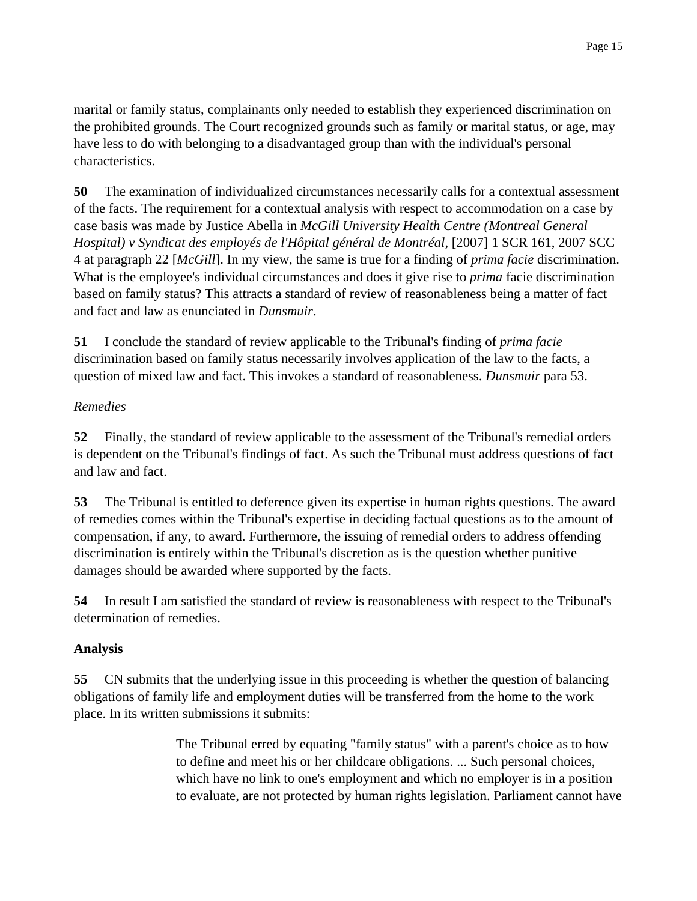marital or family status, complainants only needed to establish they experienced discrimination on the prohibited grounds. The Court recognized grounds such as family or marital status, or age, may have less to do with belonging to a disadvantaged group than with the individual's personal characteristics.

**50** The examination of individualized circumstances necessarily calls for a contextual assessment of the facts. The requirement for a contextual analysis with respect to accommodation on a case by case basis was made by Justice Abella in *McGill University Health Centre (Montreal General Hospital) v Syndicat des employés de l'Hôpital général de Montréal*, [2007] 1 SCR 161, 2007 SCC 4 at paragraph 22 [*McGill*]. In my view, the same is true for a finding of *prima facie* discrimination. What is the employee's individual circumstances and does it give rise to *prima* facie discrimination based on family status? This attracts a standard of review of reasonableness being a matter of fact and fact and law as enunciated in *Dunsmuir*.

**51** I conclude the standard of review applicable to the Tribunal's finding of *prima facie* discrimination based on family status necessarily involves application of the law to the facts, a question of mixed law and fact. This invokes a standard of reasonableness. *Dunsmuir* para 53.

*Remedies*

**52** Finally, the standard of review applicable to the assessment of the Tribunal's remedial orders is dependent on the Tribunal's findings of fact. As such the Tribunal must address questions of fact and law and fact.

**53** The Tribunal is entitled to deference given its expertise in human rights questions. The award of remedies comes within the Tribunal's expertise in deciding factual questions as to the amount of compensation, if any, to award. Furthermore, the issuing of remedial orders to address offending discrimination is entirely within the Tribunal's discretion as is the question whether punitive damages should be awarded where supported by the facts.

**54** In result I am satisfied the standard of review is reasonableness with respect to the Tribunal's determination of remedies.

**Analysis**

**55** CN submits that the underlying issue in this proceeding is whether the question of balancing obligations of family life and employment duties will be transferred from the home to the work place. In its written submissions it submits:

> The Tribunal erred by equating "family status" with a parent's choice as to how to define and meet his or her childcare obligations. ... Such personal choices, which have no link to one's employment and which no employer is in a position to evaluate, are not protected by human rights legislation. Parliament cannot have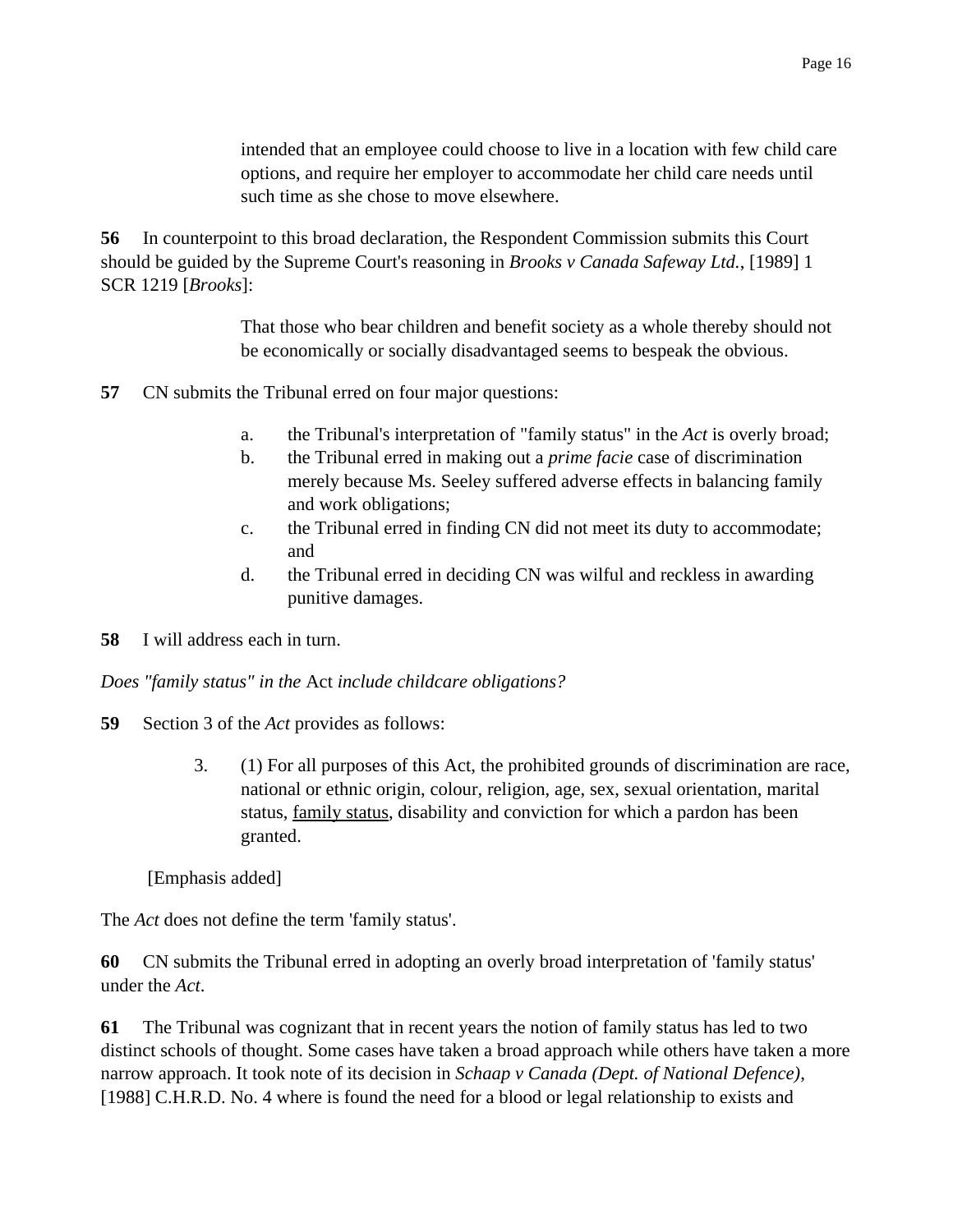> intended that an employee could choose to live in a location with few child care options, and require her employer to accommodate her child care needs until such time as she chose to move elsewhere.

**56** In counterpoint to this broad declaration, the Respondent Commission submits this Court should be guided by the Supreme Court's reasoning in *Brooks v Canada Safeway Ltd.*, [1989] 1 SCR 1219 [*Brooks*]:

> That those who bear children and benefit society as a whole thereby should not be economically or socially disadvantaged seems to bespeak the obvious.

**57** CN submits the Tribunal erred on four major questions:

> a. the Tribunal's interpretation of "family status" in the *Act* is overly broad;
>
> b. the Tribunal erred in making out a *prime facie* case of discrimination merely because Ms. Seeley suffered adverse effects in balancing family and work obligations;
>
> c. the Tribunal erred in finding CN did not meet its duty to accommodate; and
>
> d. the Tribunal erred in deciding CN was wilful and reckless in awarding punitive damages.

**58** I will address each in turn.

*Does "family status" in the* Act *include childcare obligations?*

**59** Section 3 of the *Act* provides as follows:

> 3. (1) For all purposes of this Act, the prohibited grounds of discrimination are race, national or ethnic origin, colour, religion, age, sex, sexual orientation, marital status, <u>family status</u>, disability and conviction for which a pardon has been granted.

[Emphasis added]

The *Act* does not define the term 'family status'.

**60** CN submits the Tribunal erred in adopting an overly broad interpretation of 'family status' under the *Act*.

**61** The Tribunal was cognizant that in recent years the notion of family status has led to two distinct schools of thought. Some cases have taken a broad approach while others have taken a more narrow approach. It took note of its decision in *Schaap v Canada (Dept. of National Defence)*, [1988] C.H.R.D. No. 4 where is found the need for a blood or legal relationship to exists and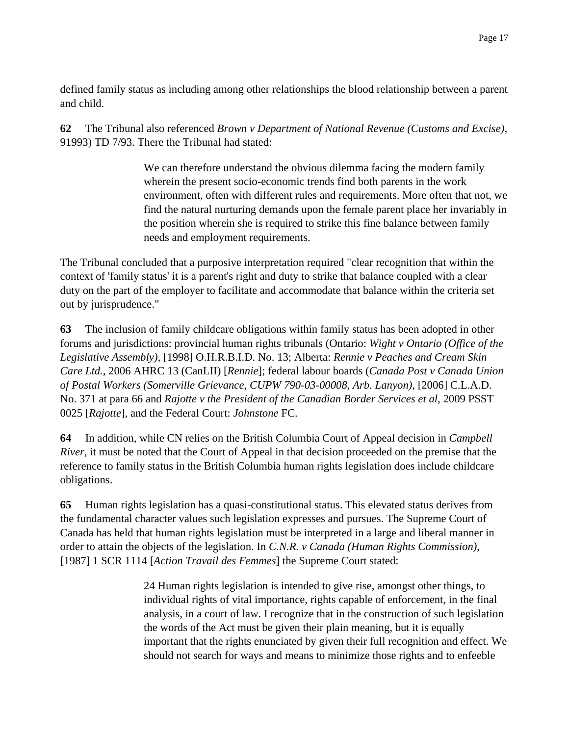defined family status as including among other relationships the blood relationship between a parent and child.

**62** The Tribunal also referenced *Brown v Department of National Revenue (Customs and Excise)*, 91993) TD 7/93. There the Tribunal had stated:

> We can therefore understand the obvious dilemma facing the modern family wherein the present socio-economic trends find both parents in the work environment, often with different rules and requirements. More often that not, we find the natural nurturing demands upon the female parent place her invariably in the position wherein she is required to strike this fine balance between family needs and employment requirements.

The Tribunal concluded that a purposive interpretation required "clear recognition that within the context of 'family status' it is a parent's right and duty to strike that balance coupled with a clear duty on the part of the employer to facilitate and accommodate that balance within the criteria set out by jurisprudence."

**63** The inclusion of family childcare obligations within family status has been adopted in other forums and jurisdictions: provincial human rights tribunals (Ontario: *Wight v Ontario (Office of the Legislative Assembly)*, [1998] O.H.R.B.I.D. No. 13; Alberta: *Rennie v Peaches and Cream Skin Care Ltd.*, 2006 AHRC 13 (CanLII) [*Rennie*]; federal labour boards (*Canada Post v Canada Union of Postal Workers (Somerville Grievance, CUPW 790-03-00008, Arb. Lanyon)*, [2006] C.L.A.D. No. 371 at para 66 and *Rajotte v the President of the Canadian Border Services et al*, 2009 PSST 0025 [*Rajotte*], and the Federal Court: *Johnstone* FC.

**64** In addition, while CN relies on the British Columbia Court of Appeal decision in *Campbell River*, it must be noted that the Court of Appeal in that decision proceeded on the premise that the reference to family status in the British Columbia human rights legislation does include childcare obligations.

**65** Human rights legislation has a quasi-constitutional status. This elevated status derives from the fundamental character values such legislation expresses and pursues. The Supreme Court of Canada has held that human rights legislation must be interpreted in a large and liberal manner in order to attain the objects of the legislation. In *C.N.R. v Canada (Human Rights Commission)*, [1987] 1 SCR 1114 [*Action Travail des Femmes*] the Supreme Court stated:

> 24 Human rights legislation is intended to give rise, amongst other things, to individual rights of vital importance, rights capable of enforcement, in the final analysis, in a court of law. I recognize that in the construction of such legislation the words of the Act must be given their plain meaning, but it is equally important that the rights enunciated by given their full recognition and effect. We should not search for ways and means to minimize those rights and to enfeeble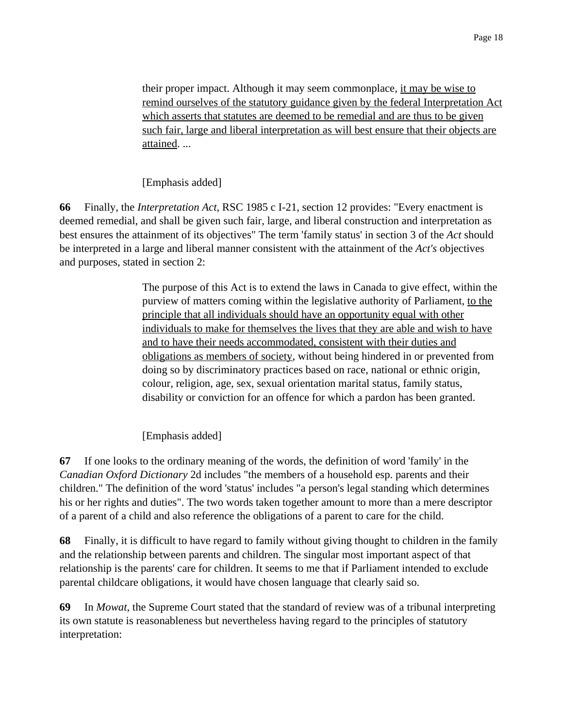> their proper impact. Although it may seem commonplace, <u>it may be wise to remind ourselves of the statutory guidance given by the federal Interpretation Act which asserts that statutes are deemed to be remedial and are thus to be given such fair, large and liberal interpretation as will best ensure that their objects are attained</u>. ...
>
> [Emphasis added]

**66** Finally, the *Interpretation Act*, RSC 1985 c I-21, section 12 provides: "Every enactment is deemed remedial, and shall be given such fair, large, and liberal construction and interpretation as best ensures the attainment of its objectives" The term 'family status' in section 3 of the *Act* should be interpreted in a large and liberal manner consistent with the attainment of the *Act's* objectives and purposes, stated in section 2:

> The purpose of this Act is to extend the laws in Canada to give effect, within the purview of matters coming within the legislative authority of Parliament, <u>to the principle that all individuals should have an opportunity equal with other individuals to make for themselves the lives that they are able and wish to have and to have their needs accommodated, consistent with their duties and obligations as members of society</u>, without being hindered in or prevented from doing so by discriminatory practices based on race, national or ethnic origin, colour, religion, age, sex, sexual orientation marital status, family status, disability or conviction for an offence for which a pardon has been granted.
>
> [Emphasis added]

**67** If one looks to the ordinary meaning of the words, the definition of word 'family' in the *Canadian Oxford Dictionary* 2d includes "the members of a household esp. parents and their children." The definition of the word 'status' includes "a person's legal standing which determines his or her rights and duties". The two words taken together amount to more than a mere descriptor of a parent of a child and also reference the obligations of a parent to care for the child.

**68** Finally, it is difficult to have regard to family without giving thought to children in the family and the relationship between parents and children. The singular most important aspect of that relationship is the parents' care for children. It seems to me that if Parliament intended to exclude parental childcare obligations, it would have chosen language that clearly said so.

**69** In *Mowat*, the Supreme Court stated that the standard of review was of a tribunal interpreting its own statute is reasonableness but nevertheless having regard to the principles of statutory interpretation: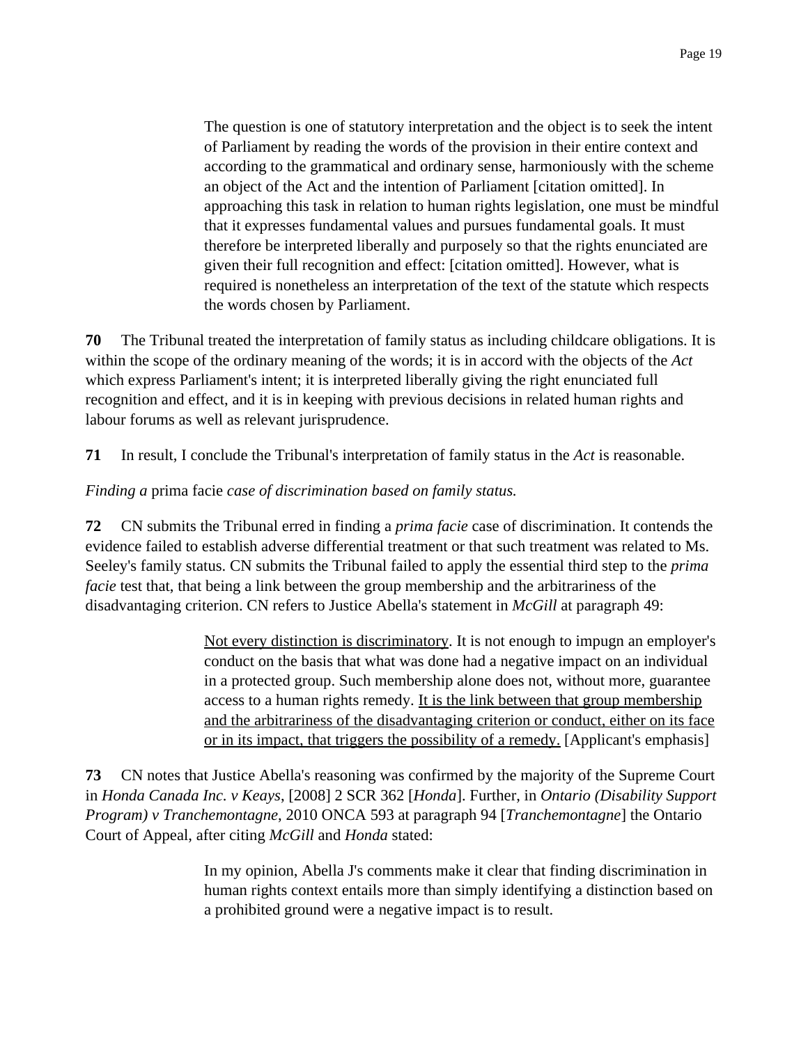> The question is one of statutory interpretation and the object is to seek the intent of Parliament by reading the words of the provision in their entire context and according to the grammatical and ordinary sense, harmoniously with the scheme an object of the Act and the intention of Parliament [citation omitted]. In approaching this task in relation to human rights legislation, one must be mindful that it expresses fundamental values and pursues fundamental goals. It must therefore be interpreted liberally and purposely so that the rights enunciated are given their full recognition and effect: [citation omitted]. However, what is required is nonetheless an interpretation of the text of the statute which respects the words chosen by Parliament.

**70** The Tribunal treated the interpretation of family status as including childcare obligations. It is within the scope of the ordinary meaning of the words; it is in accord with the objects of the *Act* which express Parliament's intent; it is interpreted liberally giving the right enunciated full recognition and effect, and it is in keeping with previous decisions in related human rights and labour forums as well as relevant jurisprudence.

**71** In result, I conclude the Tribunal's interpretation of family status in the *Act* is reasonable.

*Finding a* prima facie *case of discrimination based on family status.*

**72** CN submits the Tribunal erred in finding a *prima facie* case of discrimination. It contends the evidence failed to establish adverse differential treatment or that such treatment was related to Ms. Seeley's family status. CN submits the Tribunal failed to apply the essential third step to the *prima facie* test that, that being a link between the group membership and the arbitrariness of the disadvantaging criterion. CN refers to Justice Abella's statement in *McGill* at paragraph 49:

> <u>Not every distinction is discriminatory</u>. It is not enough to impugn an employer's conduct on the basis that what was done had a negative impact on an individual in a protected group. Such membership alone does not, without more, guarantee access to a human rights remedy. <u>It is the link between that group membership and the arbitrariness of the disadvantaging criterion or conduct, either on its face or in its impact, that triggers the possibility of a remedy.</u> [Applicant's emphasis]

**73** CN notes that Justice Abella's reasoning was confirmed by the majority of the Supreme Court in *Honda Canada Inc. v Keays*, [2008] 2 SCR 362 [*Honda*]. Further, in *Ontario (Disability Support Program) v Tranchemontagne*, 2010 ONCA 593 at paragraph 94 [*Tranchemontagne*] the Ontario Court of Appeal, after citing *McGill* and *Honda* stated:

> In my opinion, Abella J's comments make it clear that finding discrimination in human rights context entails more than simply identifying a distinction based on a prohibited ground were a negative impact is to result.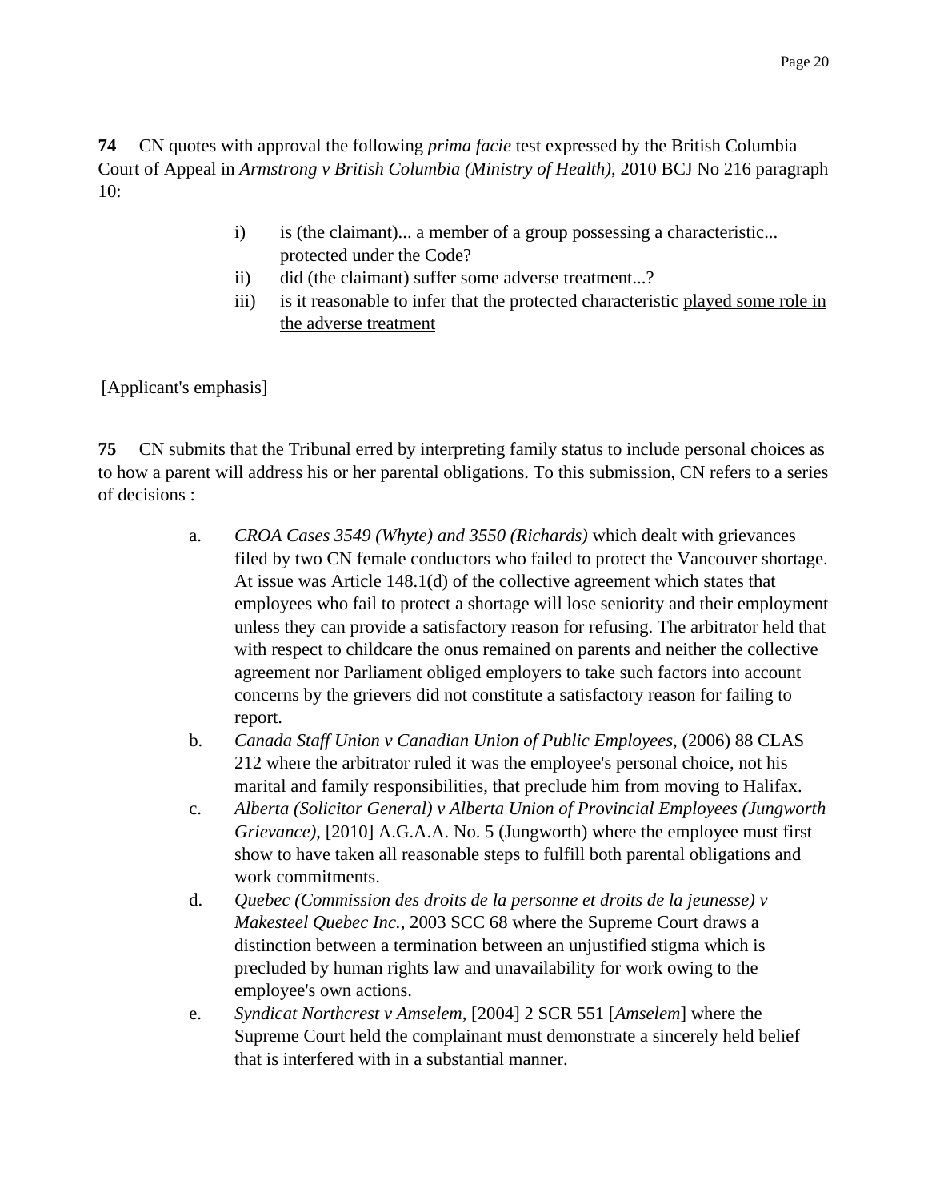**74** CN quotes with approval the following *prima facie* test expressed by the British Columbia Court of Appeal in *Armstrong v British Columbia (Ministry of Health)*, 2010 BCJ No 216 paragraph 10:

> i) is (the claimant)... a member of a group possessing a characteristic... protected under the Code?
>
> ii) did (the claimant) suffer some adverse treatment...?
>
> iii) is it reasonable to infer that the protected characteristic <u>played some role in the adverse treatment</u>

[Applicant's emphasis]

**75** CN submits that the Tribunal erred by interpreting family status to include personal choices as to how a parent will address his or her parental obligations. To this submission, CN refers to a series of decisions :

a. *CROA Cases 3549 (Whyte) and 3550 (Richards)* which dealt with grievances filed by two CN female conductors who failed to protect the Vancouver shortage. At issue was Article 148.1(d) of the collective agreement which states that employees who fail to protect a shortage will lose seniority and their employment unless they can provide a satisfactory reason for refusing. The arbitrator held that with respect to childcare the onus remained on parents and neither the collective agreement nor Parliament obliged employers to take such factors into account concerns by the grievers did not constitute a satisfactory reason for failing to report.

b. *Canada Staff Union v Canadian Union of Public Employees*, (2006) 88 CLAS 212 where the arbitrator ruled it was the employee's personal choice, not his marital and family responsibilities, that preclude him from moving to Halifax.

c. *Alberta (Solicitor General) v Alberta Union of Provincial Employees (Jungworth Grievance)*, [2010] A.G.A.A. No. 5 (Jungworth) where the employee must first show to have taken all reasonable steps to fulfill both parental obligations and work commitments.

d. *Quebec (Commission des droits de la personne et droits de la jeunesse) v Makesteel Quebec Inc.*, 2003 SCC 68 where the Supreme Court draws a distinction between a termination between an unjustified stigma which is precluded by human rights law and unavailability for work owing to the employee's own actions.

e. *Syndicat Northcrest v Amselem*, [2004] 2 SCR 551 [*Amselem*] where the Supreme Court held the complainant must demonstrate a sincerely held belief that is interfered with in a substantial manner.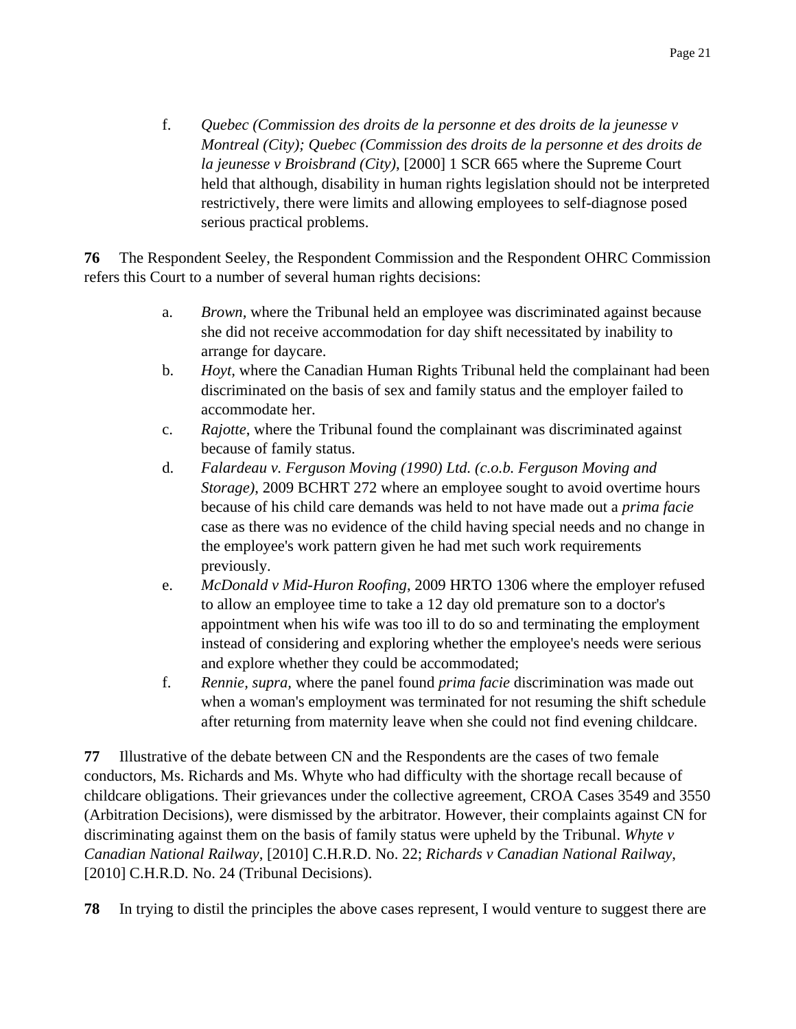f. *Quebec (Commission des droits de la personne et des droits de la jeunesse v Montreal (City); Quebec (Commission des droits de la personne et des droits de la jeunesse v Broisbrand (City)*, [2000] 1 SCR 665 where the Supreme Court held that although, disability in human rights legislation should not be interpreted restrictively, there were limits and allowing employees to self-diagnose posed serious practical problems.

**76** The Respondent Seeley, the Respondent Commission and the Respondent OHRC Commission refers this Court to a number of several human rights decisions:

a. *Brown,* where the Tribunal held an employee was discriminated against because she did not receive accommodation for day shift necessitated by inability to arrange for daycare.

b. *Hoyt,* where the Canadian Human Rights Tribunal held the complainant had been discriminated on the basis of sex and family status and the employer failed to accommodate her.

c. *Rajotte*, where the Tribunal found the complainant was discriminated against because of family status.

d. *Falardeau v. Ferguson Moving (1990) Ltd. (c.o.b. Ferguson Moving and Storage)*, 2009 BCHRT 272 where an employee sought to avoid overtime hours because of his child care demands was held to not have made out a *prima facie* case as there was no evidence of the child having special needs and no change in the employee's work pattern given he had met such work requirements previously.

e. *McDonald v Mid-Huron Roofing*, 2009 HRTO 1306 where the employer refused to allow an employee time to take a 12 day old premature son to a doctor's appointment when his wife was too ill to do so and terminating the employment instead of considering and exploring whether the employee's needs were serious and explore whether they could be accommodated;

f. *Rennie, supra,* where the panel found *prima facie* discrimination was made out when a woman's employment was terminated for not resuming the shift schedule after returning from maternity leave when she could not find evening childcare.

**77** Illustrative of the debate between CN and the Respondents are the cases of two female conductors, Ms. Richards and Ms. Whyte who had difficulty with the shortage recall because of childcare obligations. Their grievances under the collective agreement, CROA Cases 3549 and 3550 (Arbitration Decisions), were dismissed by the arbitrator. However, their complaints against CN for discriminating against them on the basis of family status were upheld by the Tribunal. *Whyte v Canadian National Railway*, [2010] C.H.R.D. No. 22; *Richards v Canadian National Railway*, [2010] C.H.R.D. No. 24 (Tribunal Decisions).

**78** In trying to distil the principles the above cases represent, I would venture to suggest there are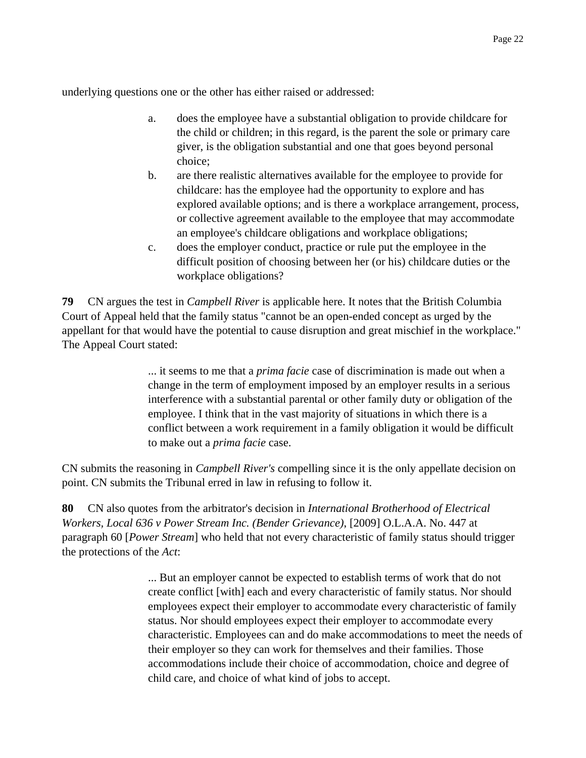underlying questions one or the other has either raised or addressed:

> a. does the employee have a substantial obligation to provide childcare for the child or children; in this regard, is the parent the sole or primary care giver, is the obligation substantial and one that goes beyond personal choice;
>
> b. are there realistic alternatives available for the employee to provide for childcare: has the employee had the opportunity to explore and has explored available options; and is there a workplace arrangement, process, or collective agreement available to the employee that may accommodate an employee's childcare obligations and workplace obligations;
>
> c. does the employer conduct, practice or rule put the employee in the difficult position of choosing between her (or his) childcare duties or the workplace obligations?

**79** CN argues the test in *Campbell River* is applicable here. It notes that the British Columbia Court of Appeal held that the family status "cannot be an open-ended concept as urged by the appellant for that would have the potential to cause disruption and great mischief in the workplace." The Appeal Court stated:

> ... it seems to me that a *prima facie* case of discrimination is made out when a change in the term of employment imposed by an employer results in a serious interference with a substantial parental or other family duty or obligation of the employee. I think that in the vast majority of situations in which there is a conflict between a work requirement in a family obligation it would be difficult to make out a *prima facie* case.

CN submits the reasoning in *Campbell River's* compelling since it is the only appellate decision on point. CN submits the Tribunal erred in law in refusing to follow it.

**80** CN also quotes from the arbitrator's decision in *International Brotherhood of Electrical Workers, Local 636 v Power Stream Inc. (Bender Grievance)*, [2009] O.L.A.A. No. 447 at paragraph 60 [*Power Stream*] who held that not every characteristic of family status should trigger the protections of the *Act*:

> ... But an employer cannot be expected to establish terms of work that do not create conflict [with] each and every characteristic of family status. Nor should employees expect their employer to accommodate every characteristic of family status. Nor should employees expect their employer to accommodate every characteristic. Employees can and do make accommodations to meet the needs of their employer so they can work for themselves and their families. Those accommodations include their choice of accommodation, choice and degree of child care, and choice of what kind of jobs to accept.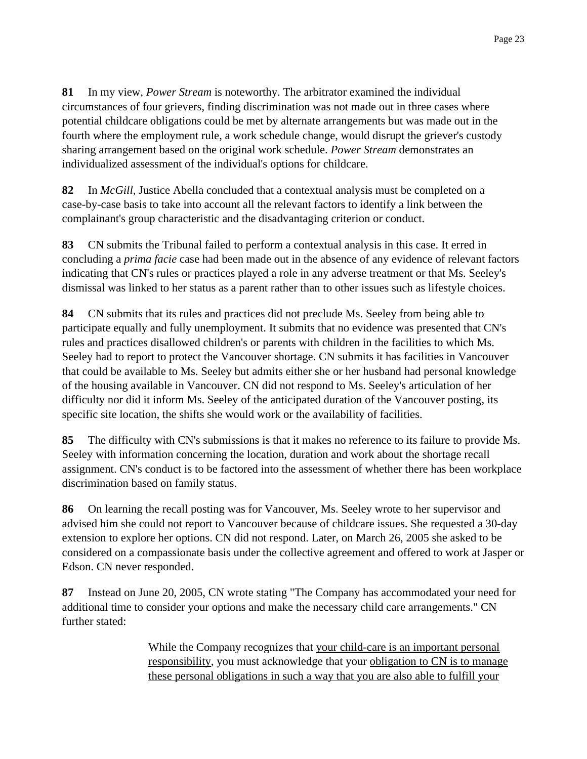**81** In my view, *Power Stream* is noteworthy. The arbitrator examined the individual circumstances of four grievers, finding discrimination was not made out in three cases where potential childcare obligations could be met by alternate arrangements but was made out in the fourth where the employment rule, a work schedule change, would disrupt the griever's custody sharing arrangement based on the original work schedule. *Power Stream* demonstrates an individualized assessment of the individual's options for childcare.

**82** In *McGill*, Justice Abella concluded that a contextual analysis must be completed on a case-by-case basis to take into account all the relevant factors to identify a link between the complainant's group characteristic and the disadvantaging criterion or conduct.

**83** CN submits the Tribunal failed to perform a contextual analysis in this case. It erred in concluding a *prima facie* case had been made out in the absence of any evidence of relevant factors indicating that CN's rules or practices played a role in any adverse treatment or that Ms. Seeley's dismissal was linked to her status as a parent rather than to other issues such as lifestyle choices.

**84** CN submits that its rules and practices did not preclude Ms. Seeley from being able to participate equally and fully unemployment. It submits that no evidence was presented that CN's rules and practices disallowed children's or parents with children in the facilities to which Ms. Seeley had to report to protect the Vancouver shortage. CN submits it has facilities in Vancouver that could be available to Ms. Seeley but admits either she or her husband had personal knowledge of the housing available in Vancouver. CN did not respond to Ms. Seeley's articulation of her difficulty nor did it inform Ms. Seeley of the anticipated duration of the Vancouver posting, its specific site location, the shifts she would work or the availability of facilities.

**85** The difficulty with CN's submissions is that it makes no reference to its failure to provide Ms. Seeley with information concerning the location, duration and work about the shortage recall assignment. CN's conduct is to be factored into the assessment of whether there has been workplace discrimination based on family status.

**86** On learning the recall posting was for Vancouver, Ms. Seeley wrote to her supervisor and advised him she could not report to Vancouver because of childcare issues. She requested a 30-day extension to explore her options. CN did not respond. Later, on March 26, 2005 she asked to be considered on a compassionate basis under the collective agreement and offered to work at Jasper or Edson. CN never responded.

**87** Instead on June 20, 2005, CN wrote stating "The Company has accommodated your need for additional time to consider your options and make the necessary child care arrangements." CN further stated:

> While the Company recognizes that <u>your child-care is an important personal responsibility</u>, you must acknowledge that your <u>obligation to CN is to manage these personal obligations in such a way that you are also able to fulfill your</u>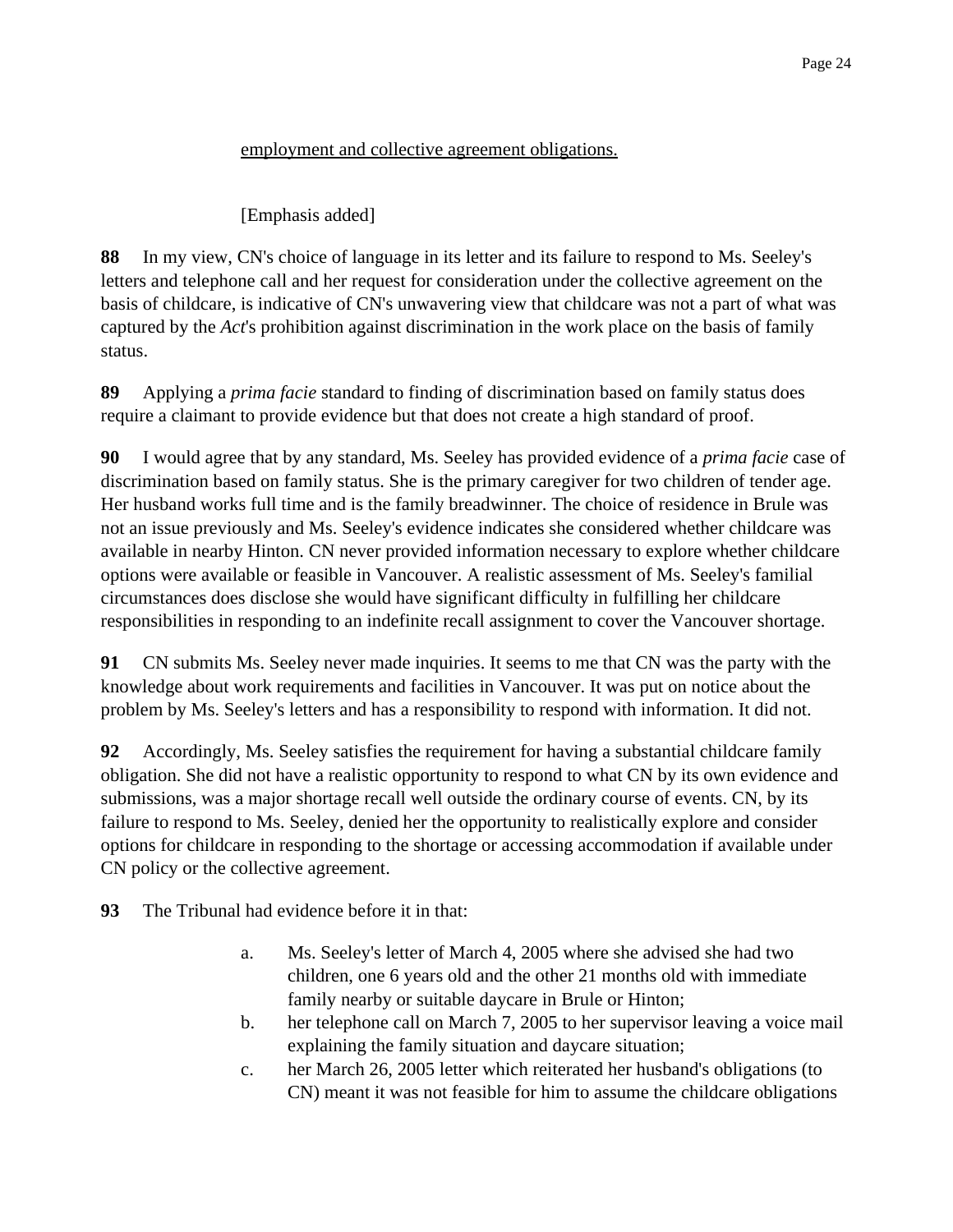<u>employment and collective agreement obligations.</u>

[Emphasis added]

**88** In my view, CN's choice of language in its letter and its failure to respond to Ms. Seeley's letters and telephone call and her request for consideration under the collective agreement on the basis of childcare, is indicative of CN's unwavering view that childcare was not a part of what was captured by the *Act*'s prohibition against discrimination in the work place on the basis of family status.

**89** Applying a *prima facie* standard to finding of discrimination based on family status does require a claimant to provide evidence but that does not create a high standard of proof.

**90** I would agree that by any standard, Ms. Seeley has provided evidence of a *prima facie* case of discrimination based on family status. She is the primary caregiver for two children of tender age. Her husband works full time and is the family breadwinner. The choice of residence in Brule was not an issue previously and Ms. Seeley's evidence indicates she considered whether childcare was available in nearby Hinton. CN never provided information necessary to explore whether childcare options were available or feasible in Vancouver. A realistic assessment of Ms. Seeley's familial circumstances does disclose she would have significant difficulty in fulfilling her childcare responsibilities in responding to an indefinite recall assignment to cover the Vancouver shortage.

**91** CN submits Ms. Seeley never made inquiries. It seems to me that CN was the party with the knowledge about work requirements and facilities in Vancouver. It was put on notice about the problem by Ms. Seeley's letters and has a responsibility to respond with information. It did not.

**92** Accordingly, Ms. Seeley satisfies the requirement for having a substantial childcare family obligation. She did not have a realistic opportunity to respond to what CN by its own evidence and submissions, was a major shortage recall well outside the ordinary course of events. CN, by its failure to respond to Ms. Seeley, denied her the opportunity to realistically explore and consider options for childcare in responding to the shortage or accessing accommodation if available under CN policy or the collective agreement.

**93** The Tribunal had evidence before it in that:

a. Ms. Seeley's letter of March 4, 2005 where she advised she had two children, one 6 years old and the other 21 months old with immediate family nearby or suitable daycare in Brule or Hinton;
b. her telephone call on March 7, 2005 to her supervisor leaving a voice mail explaining the family situation and daycare situation;
c. her March 26, 2005 letter which reiterated her husband's obligations (to CN) meant it was not feasible for him to assume the childcare obligations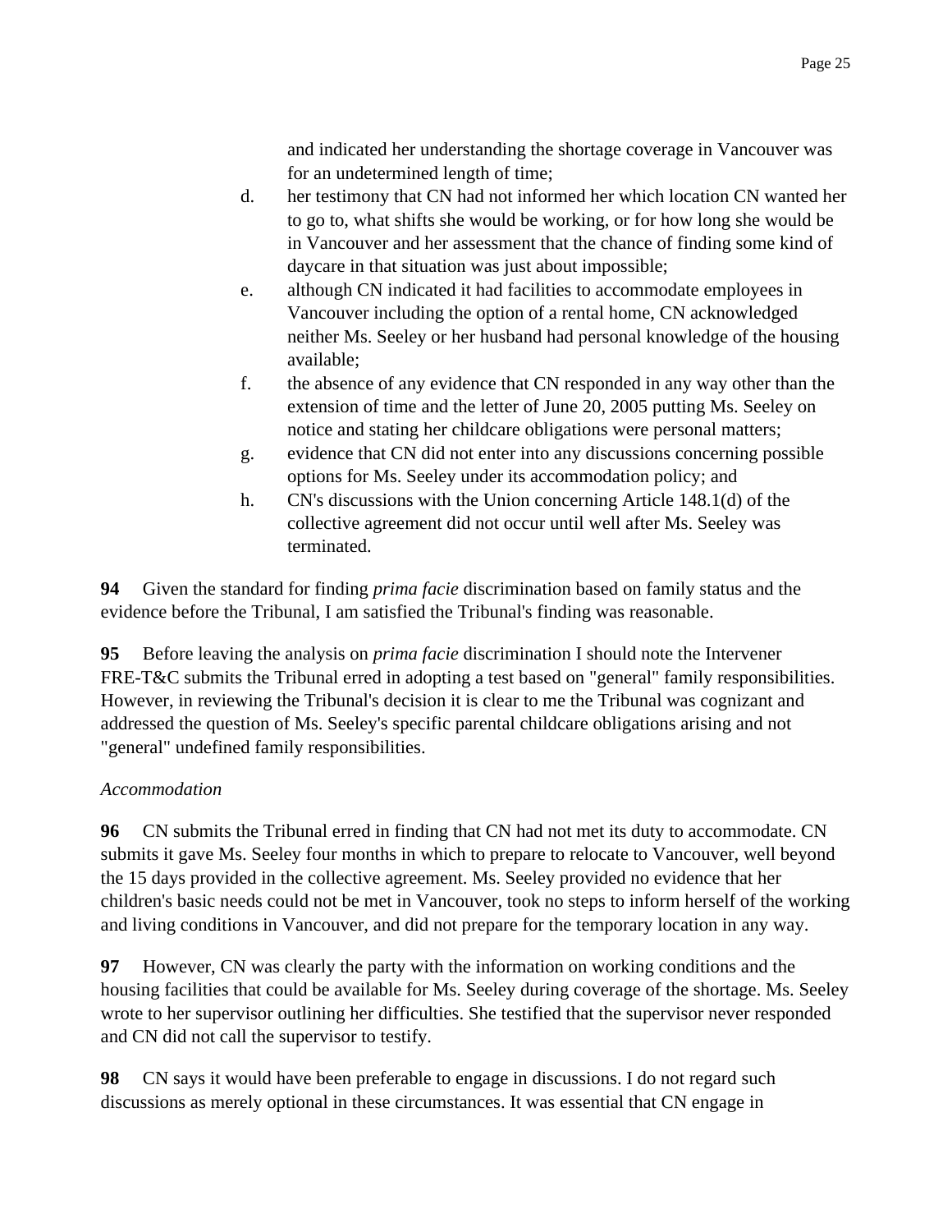and indicated her understanding the shortage coverage in Vancouver was for an undetermined length of time;

d. her testimony that CN had not informed her which location CN wanted her to go to, what shifts she would be working, or for how long she would be in Vancouver and her assessment that the chance of finding some kind of daycare in that situation was just about impossible;

e. although CN indicated it had facilities to accommodate employees in Vancouver including the option of a rental home, CN acknowledged neither Ms. Seeley or her husband had personal knowledge of the housing available;

f. the absence of any evidence that CN responded in any way other than the extension of time and the letter of June 20, 2005 putting Ms. Seeley on notice and stating her childcare obligations were personal matters;

g. evidence that CN did not enter into any discussions concerning possible options for Ms. Seeley under its accommodation policy; and

h. CN's discussions with the Union concerning Article 148.1(d) of the collective agreement did not occur until well after Ms. Seeley was terminated.

**94** Given the standard for finding *prima facie* discrimination based on family status and the evidence before the Tribunal, I am satisfied the Tribunal's finding was reasonable.

**95** Before leaving the analysis on *prima facie* discrimination I should note the Intervener FRE-T&C submits the Tribunal erred in adopting a test based on "general" family responsibilities. However, in reviewing the Tribunal's decision it is clear to me the Tribunal was cognizant and addressed the question of Ms. Seeley's specific parental childcare obligations arising and not "general" undefined family responsibilities.

*Accommodation*

**96** CN submits the Tribunal erred in finding that CN had not met its duty to accommodate. CN submits it gave Ms. Seeley four months in which to prepare to relocate to Vancouver, well beyond the 15 days provided in the collective agreement. Ms. Seeley provided no evidence that her children's basic needs could not be met in Vancouver, took no steps to inform herself of the working and living conditions in Vancouver, and did not prepare for the temporary location in any way.

**97** However, CN was clearly the party with the information on working conditions and the housing facilities that could be available for Ms. Seeley during coverage of the shortage. Ms. Seeley wrote to her supervisor outlining her difficulties. She testified that the supervisor never responded and CN did not call the supervisor to testify.

**98** CN says it would have been preferable to engage in discussions. I do not regard such discussions as merely optional in these circumstances. It was essential that CN engage in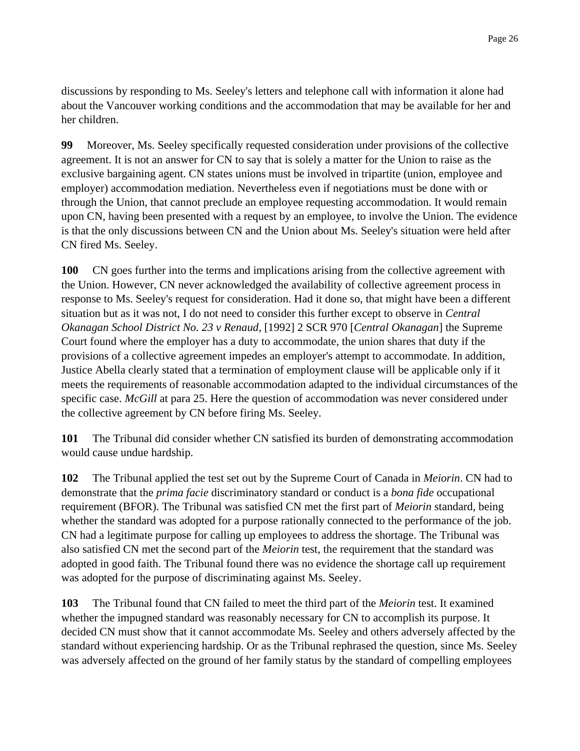discussions by responding to Ms. Seeley's letters and telephone call with information it alone had about the Vancouver working conditions and the accommodation that may be available for her and her children.

**99** Moreover, Ms. Seeley specifically requested consideration under provisions of the collective agreement. It is not an answer for CN to say that is solely a matter for the Union to raise as the exclusive bargaining agent. CN states unions must be involved in tripartite (union, employee and employer) accommodation mediation. Nevertheless even if negotiations must be done with or through the Union, that cannot preclude an employee requesting accommodation. It would remain upon CN, having been presented with a request by an employee, to involve the Union. The evidence is that the only discussions between CN and the Union about Ms. Seeley's situation were held after CN fired Ms. Seeley.

**100** CN goes further into the terms and implications arising from the collective agreement with the Union. However, CN never acknowledged the availability of collective agreement process in response to Ms. Seeley's request for consideration. Had it done so, that might have been a different situation but as it was not, I do not need to consider this further except to observe in *Central Okanagan School District No. 23 v Renaud*, [1992] 2 SCR 970 [*Central Okanagan*] the Supreme Court found where the employer has a duty to accommodate, the union shares that duty if the provisions of a collective agreement impedes an employer's attempt to accommodate. In addition, Justice Abella clearly stated that a termination of employment clause will be applicable only if it meets the requirements of reasonable accommodation adapted to the individual circumstances of the specific case. *McGill* at para 25. Here the question of accommodation was never considered under the collective agreement by CN before firing Ms. Seeley.

**101** The Tribunal did consider whether CN satisfied its burden of demonstrating accommodation would cause undue hardship.

**102** The Tribunal applied the test set out by the Supreme Court of Canada in *Meiorin*. CN had to demonstrate that the *prima facie* discriminatory standard or conduct is a *bona fide* occupational requirement (BFOR). The Tribunal was satisfied CN met the first part of *Meiorin* standard, being whether the standard was adopted for a purpose rationally connected to the performance of the job. CN had a legitimate purpose for calling up employees to address the shortage. The Tribunal was also satisfied CN met the second part of the *Meiorin* test, the requirement that the standard was adopted in good faith. The Tribunal found there was no evidence the shortage call up requirement was adopted for the purpose of discriminating against Ms. Seeley.

**103** The Tribunal found that CN failed to meet the third part of the *Meiorin* test. It examined whether the impugned standard was reasonably necessary for CN to accomplish its purpose. It decided CN must show that it cannot accommodate Ms. Seeley and others adversely affected by the standard without experiencing hardship. Or as the Tribunal rephrased the question, since Ms. Seeley was adversely affected on the ground of her family status by the standard of compelling employees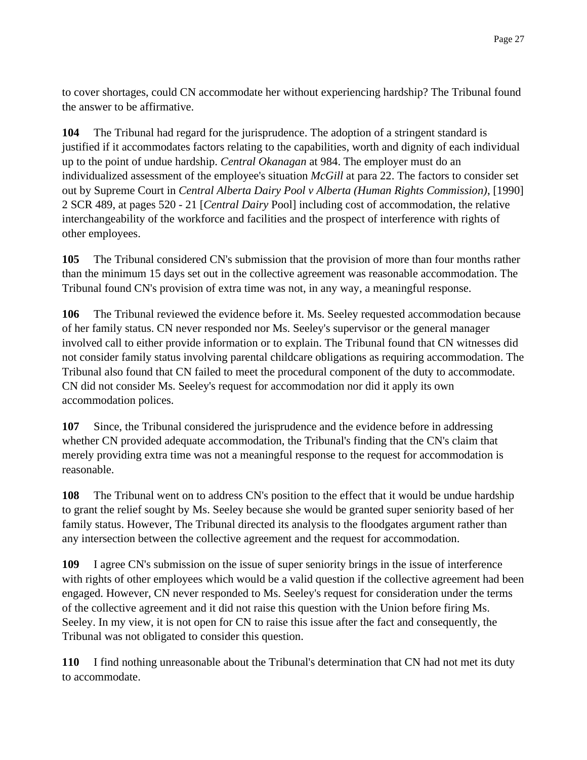to cover shortages, could CN accommodate her without experiencing hardship? The Tribunal found the answer to be affirmative.

**104** The Tribunal had regard for the jurisprudence. The adoption of a stringent standard is justified if it accommodates factors relating to the capabilities, worth and dignity of each individual up to the point of undue hardship. *Central Okanagan* at 984. The employer must do an individualized assessment of the employee's situation *McGill* at para 22. The factors to consider set out by Supreme Court in *Central Alberta Dairy Pool v Alberta (Human Rights Commission)*, [1990] 2 SCR 489, at pages 520 - 21 [*Central Dairy* Pool] including cost of accommodation, the relative interchangeability of the workforce and facilities and the prospect of interference with rights of other employees.

**105** The Tribunal considered CN's submission that the provision of more than four months rather than the minimum 15 days set out in the collective agreement was reasonable accommodation. The Tribunal found CN's provision of extra time was not, in any way, a meaningful response.

**106** The Tribunal reviewed the evidence before it. Ms. Seeley requested accommodation because of her family status. CN never responded nor Ms. Seeley's supervisor or the general manager involved call to either provide information or to explain. The Tribunal found that CN witnesses did not consider family status involving parental childcare obligations as requiring accommodation. The Tribunal also found that CN failed to meet the procedural component of the duty to accommodate. CN did not consider Ms. Seeley's request for accommodation nor did it apply its own accommodation polices.

**107** Since, the Tribunal considered the jurisprudence and the evidence before in addressing whether CN provided adequate accommodation, the Tribunal's finding that the CN's claim that merely providing extra time was not a meaningful response to the request for accommodation is reasonable.

**108** The Tribunal went on to address CN's position to the effect that it would be undue hardship to grant the relief sought by Ms. Seeley because she would be granted super seniority based of her family status. However, The Tribunal directed its analysis to the floodgates argument rather than any intersection between the collective agreement and the request for accommodation.

**109** I agree CN's submission on the issue of super seniority brings in the issue of interference with rights of other employees which would be a valid question if the collective agreement had been engaged. However, CN never responded to Ms. Seeley's request for consideration under the terms of the collective agreement and it did not raise this question with the Union before firing Ms. Seeley. In my view, it is not open for CN to raise this issue after the fact and consequently, the Tribunal was not obligated to consider this question.

**110** I find nothing unreasonable about the Tribunal's determination that CN had not met its duty to accommodate.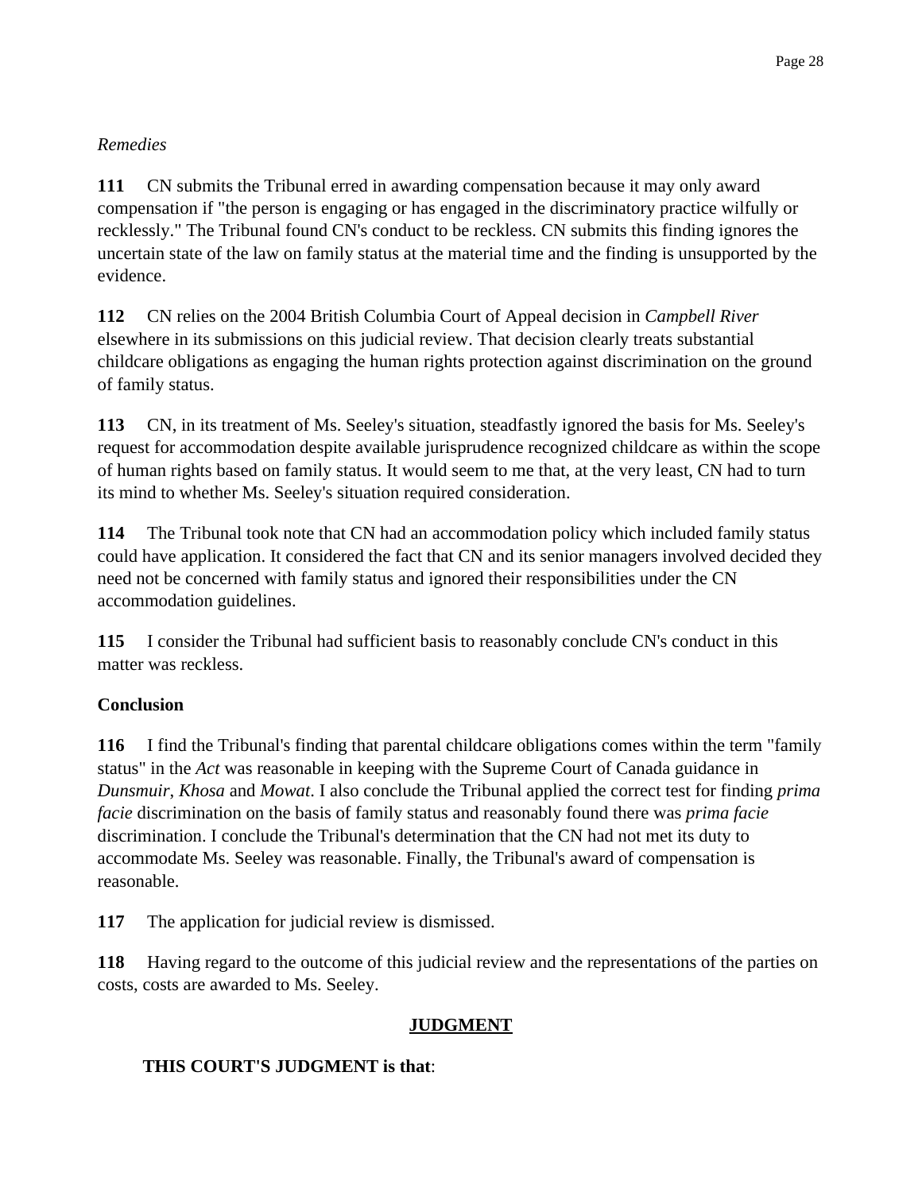*Remedies*

**111** CN submits the Tribunal erred in awarding compensation because it may only award compensation if "the person is engaging or has engaged in the discriminatory practice wilfully or recklessly." The Tribunal found CN's conduct to be reckless. CN submits this finding ignores the uncertain state of the law on family status at the material time and the finding is unsupported by the evidence.

**112** CN relies on the 2004 British Columbia Court of Appeal decision in *Campbell River* elsewhere in its submissions on this judicial review. That decision clearly treats substantial childcare obligations as engaging the human rights protection against discrimination on the ground of family status.

**113** CN, in its treatment of Ms. Seeley's situation, steadfastly ignored the basis for Ms. Seeley's request for accommodation despite available jurisprudence recognized childcare as within the scope of human rights based on family status. It would seem to me that, at the very least, CN had to turn its mind to whether Ms. Seeley's situation required consideration.

**114** The Tribunal took note that CN had an accommodation policy which included family status could have application. It considered the fact that CN and its senior managers involved decided they need not be concerned with family status and ignored their responsibilities under the CN accommodation guidelines.

**115** I consider the Tribunal had sufficient basis to reasonably conclude CN's conduct in this matter was reckless.

**Conclusion**

**116** I find the Tribunal's finding that parental childcare obligations comes within the term "family status" in the *Act* was reasonable in keeping with the Supreme Court of Canada guidance in *Dunsmuir*, *Khosa* and *Mowat*. I also conclude the Tribunal applied the correct test for finding *prima facie* discrimination on the basis of family status and reasonably found there was *prima facie* discrimination. I conclude the Tribunal's determination that the CN had not met its duty to accommodate Ms. Seeley was reasonable. Finally, the Tribunal's award of compensation is reasonable.

**117** The application for judicial review is dismissed.

**118** Having regard to the outcome of this judicial review and the representations of the parties on costs, costs are awarded to Ms. Seeley.

**JUDGMENT**

**THIS COURT'S JUDGMENT is that**: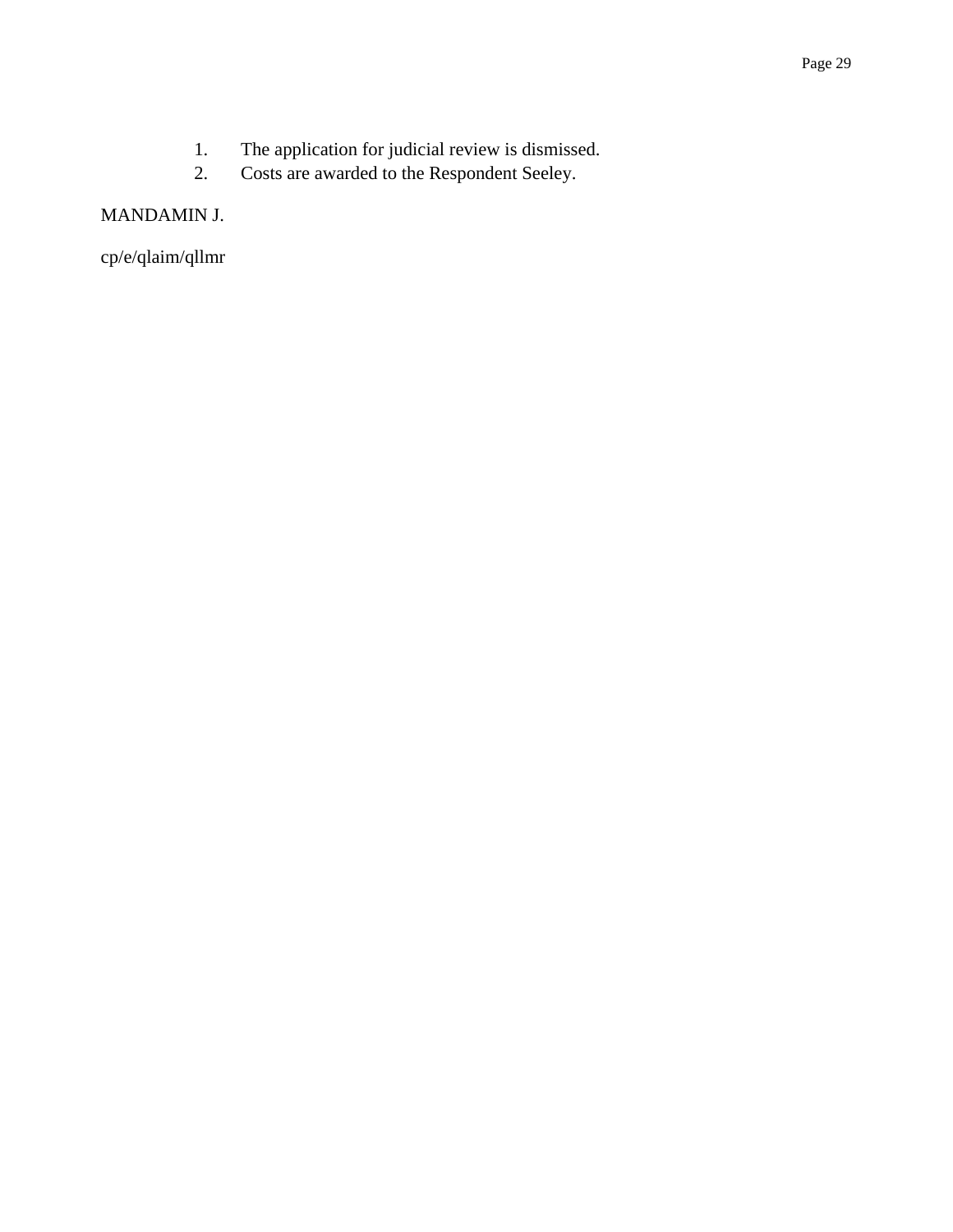1. The application for judicial review is dismissed.
2. Costs are awarded to the Respondent Seeley.

MANDAMIN J.

cp/e/qlaim/qllmr